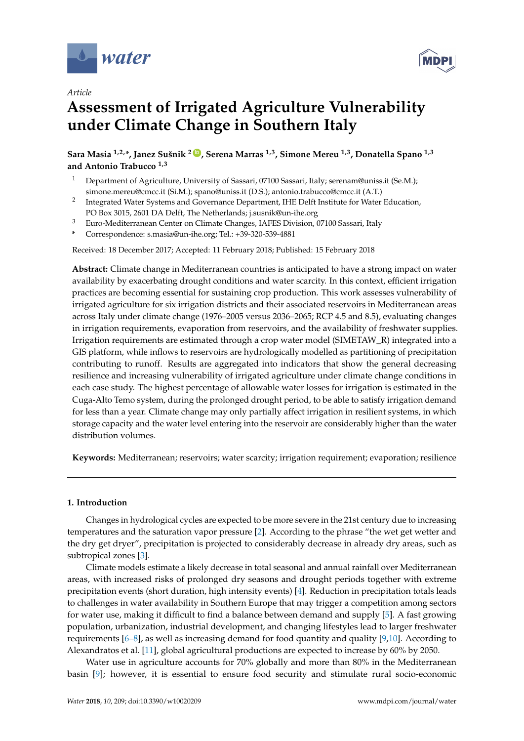*Article*

# Assessment of Irrigated Agriculture Vulnerability under Climate Change in Southern Italy

**Sara Masia [1,2,*], Janez Sušnik [2], Serena Marras [1,3], Simone Mereu [1,3], Donatella Spano [1,3] and Antonio Trabucco [1,3]**

[1] Department of Agriculture, University of Sassari, 07100 Sassari, Italy; serenam@uniss.it (Se.M.); simone.mereu@cmcc.it (Si.M.); spano@uniss.it (D.S.); antonio.trabucco@cmcc.it (A.T.)

[2] Integrated Water Systems and Governance Department, IHE Delft Institute for Water Education, PO Box 3015, 2601 DA Delft, The Netherlands; j.susnik@un-ihe.org

[3] Euro-Mediterranean Center on Climate Changes, IAFES Division, 07100 Sassari, Italy

\* Correspondence: s.masia@un-ihe.org; Tel.: +39-320-539-4881

Received: 18 December 2017; Accepted: 11 February 2018; Published: 15 February 2018

**Abstract:** Climate change in Mediterranean countries is anticipated to have a strong impact on water availability by exacerbating drought conditions and water scarcity. In this context, efficient irrigation practices are becoming essential for sustaining crop production. This work assesses vulnerability of irrigated agriculture for six irrigation districts and their associated reservoirs in Mediterranean areas across Italy under climate change (1976–2005 versus 2036–2065; RCP 4.5 and 8.5), evaluating changes in irrigation requirements, evaporation from reservoirs, and the availability of freshwater supplies. Irrigation requirements are estimated through a crop water model (SIMETAW_R) integrated into a GIS platform, while inflows to reservoirs are hydrologically modelled as partitioning of precipitation contributing to runoff. Results are aggregated into indicators that show the general decreasing resilience and increasing vulnerability of irrigated agriculture under climate change conditions in each case study. The highest percentage of allowable water losses for irrigation is estimated in the Cuga-Alto Temo system, during the prolonged drought period, to be able to satisfy irrigation demand for less than a year. Climate change may only partially affect irrigation in resilient systems, in which storage capacity and the water level entering into the reservoir are considerably higher than the water distribution volumes.

**Keywords:** Mediterranean; reservoirs; water scarcity; irrigation requirement; evaporation; resilience

## 1. Introduction

Changes in hydrological cycles are expected to be more severe in the 21st century due to increasing temperatures and the saturation vapor pressure [2]. According to the phrase "the wet get wetter and the dry get dryer", precipitation is projected to considerably decrease in already dry areas, such as subtropical zones [3].

Climate models estimate a likely decrease in total seasonal and annual rainfall over Mediterranean areas, with increased risks of prolonged dry seasons and drought periods together with extreme precipitation events (short duration, high intensity events) [4]. Reduction in precipitation totals leads to challenges in water availability in Southern Europe that may trigger a competition among sectors for water use, making it difficult to find a balance between demand and supply [5]. A fast growing population, urbanization, industrial development, and changing lifestyles lead to larger freshwater requirements [6–8], as well as increasing demand for food quantity and quality [9,10]. According to Alexandratos et al. [11], global agricultural productions are expected to increase by 60% by 2050.

Water use in agriculture accounts for 70% globally and more than 80% in the Mediterranean basin [9]; however, it is essential to ensure food security and stimulate rural socio-economic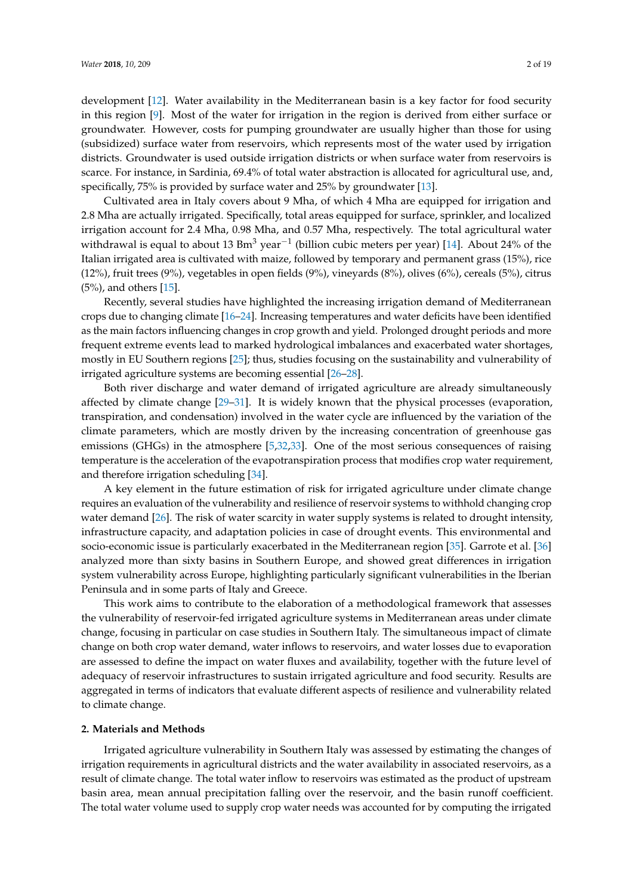development [12]. Water availability in the Mediterranean basin is a key factor for food security in this region [9]. Most of the water for irrigation in the region is derived from either surface or groundwater. However, costs for pumping groundwater are usually higher than those for using (subsidized) surface water from reservoirs, which represents most of the water used by irrigation districts. Groundwater is used outside irrigation districts or when surface water from reservoirs is scarce. For instance, in Sardinia, 69.4% of total water abstraction is allocated for agricultural use, and, specifically, 75% is provided by surface water and 25% by groundwater [13].

Cultivated area in Italy covers about 9 Mha, of which 4 Mha are equipped for irrigation and 2.8 Mha are actually irrigated. Specifically, total areas equipped for surface, sprinkler, and localized irrigation account for 2.4 Mha, 0.98 Mha, and 0.57 Mha, respectively. The total agricultural water withdrawal is equal to about 13 $Bm^3$ $year^{-1}$ (billion cubic meters per year) [14]. About 24% of the Italian irrigated area is cultivated with maize, followed by temporary and permanent grass (15%), rice (12%), fruit trees (9%), vegetables in open fields (9%), vineyards (8%), olives (6%), cereals (5%), citrus (5%), and others [15].

Recently, several studies have highlighted the increasing irrigation demand of Mediterranean crops due to changing climate [16–24]. Increasing temperatures and water deficits have been identified as the main factors influencing changes in crop growth and yield. Prolonged drought periods and more frequent extreme events lead to marked hydrological imbalances and exacerbated water shortages, mostly in EU Southern regions [25]; thus, studies focusing on the sustainability and vulnerability of irrigated agriculture systems are becoming essential [26–28].

Both river discharge and water demand of irrigated agriculture are already simultaneously affected by climate change [29–31]. It is widely known that the physical processes (evaporation, transpiration, and condensation) involved in the water cycle are influenced by the variation of the climate parameters, which are mostly driven by the increasing concentration of greenhouse gas emissions (GHGs) in the atmosphere [5,32,33]. One of the most serious consequences of raising temperature is the acceleration of the evapotranspiration process that modifies crop water requirement, and therefore irrigation scheduling [34].

A key element in the future estimation of risk for irrigated agriculture under climate change requires an evaluation of the vulnerability and resilience of reservoir systems to withhold changing crop water demand [26]. The risk of water scarcity in water supply systems is related to drought intensity, infrastructure capacity, and adaptation policies in case of drought events. This environmental and socio-economic issue is particularly exacerbated in the Mediterranean region [35]. Garrote et al. [36] analyzed more than sixty basins in Southern Europe, and showed great differences in irrigation system vulnerability across Europe, highlighting particularly significant vulnerabilities in the Iberian Peninsula and in some parts of Italy and Greece.

This work aims to contribute to the elaboration of a methodological framework that assesses the vulnerability of reservoir-fed irrigated agriculture systems in Mediterranean areas under climate change, focusing in particular on case studies in Southern Italy. The simultaneous impact of climate change on both crop water demand, water inflows to reservoirs, and water losses due to evaporation are assessed to define the impact on water fluxes and availability, together with the future level of adequacy of reservoir infrastructures to sustain irrigated agriculture and food security. Results are aggregated in terms of indicators that evaluate different aspects of resilience and vulnerability related to climate change.

## 2. Materials and Methods

Irrigated agriculture vulnerability in Southern Italy was assessed by estimating the changes of irrigation requirements in agricultural districts and the water availability in associated reservoirs, as a result of climate change. The total water inflow to reservoirs was estimated as the product of upstream basin area, mean annual precipitation falling over the reservoir, and the basin runoff coefficient. The total water volume used to supply crop water needs was accounted for by computing the irrigated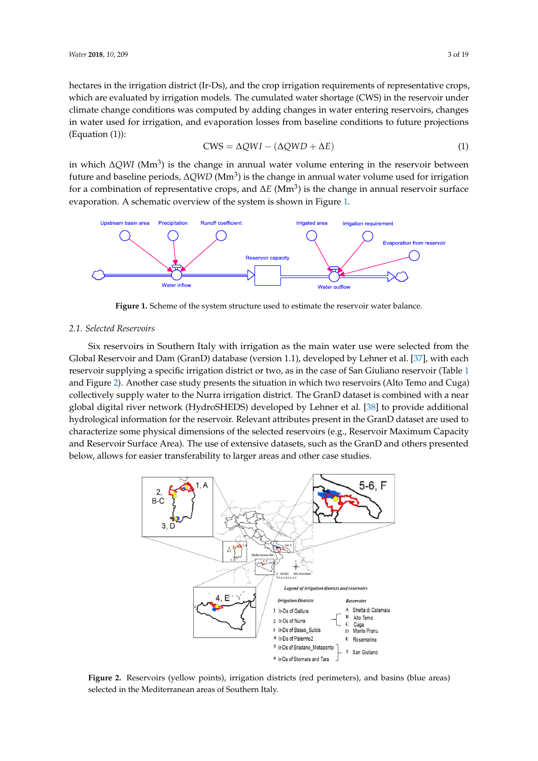hectares in the irrigation district (Ir-Ds), and the crop irrigation requirements of representative crops, which are evaluated by irrigation models. The cumulated water shortage (CWS) in the reservoir under climate change conditions was computed by adding changes in water entering reservoirs, changes in water used for irrigation, and evaporation losses from baseline conditions to future projections (Equation (1)):

$$\text{CWS} = \Delta QWI - (\Delta QWD + \Delta E) \tag{1}$$

in which $\Delta QWI$ ($\text{Mm}^3$) is the change in annual water volume entering in the reservoir between future and baseline periods, $\Delta QWD$ ($\text{Mm}^3$) is the change in annual water volume used for irrigation for a combination of representative crops, and $\Delta E$ ($\text{Mm}^3$) is the change in annual reservoir surface evaporation. A schematic overview of the system is shown in Figure 1.

**Figure 1.** Scheme of the system structure used to estimate the reservoir water balance.

### 2.1. Selected Reservoirs

Six reservoirs in Southern Italy with irrigation as the main water use were selected from the Global Reservoir and Dam (GranD) database (version 1.1), developed by Lehner et al. [37], with each reservoir supplying a specific irrigation district or two, as in the case of San Giuliano reservoir (Table 1 and Figure 2). Another case study presents the situation in which two reservoirs (Alto Temo and Cuga) collectively supply water to the Nurra irrigation district. The GranD dataset is combined with a near global digital river network (HydroSHEDS) developed by Lehner et al. [38] to provide additional hydrological information for the reservoir. Relevant attributes present in the GranD dataset are used to characterize some physical dimensions of the selected reservoirs (e.g., Reservoir Maximum Capacity and Reservoir Surface Area). The use of extensive datasets, such as the GranD and others presented below, allows for easier transferability to larger areas and other case studies.

**Figure 2.** Reservoirs (yellow points), irrigation districts (red perimeters), and basins (blue areas) selected in the Mediterranean areas of Southern Italy.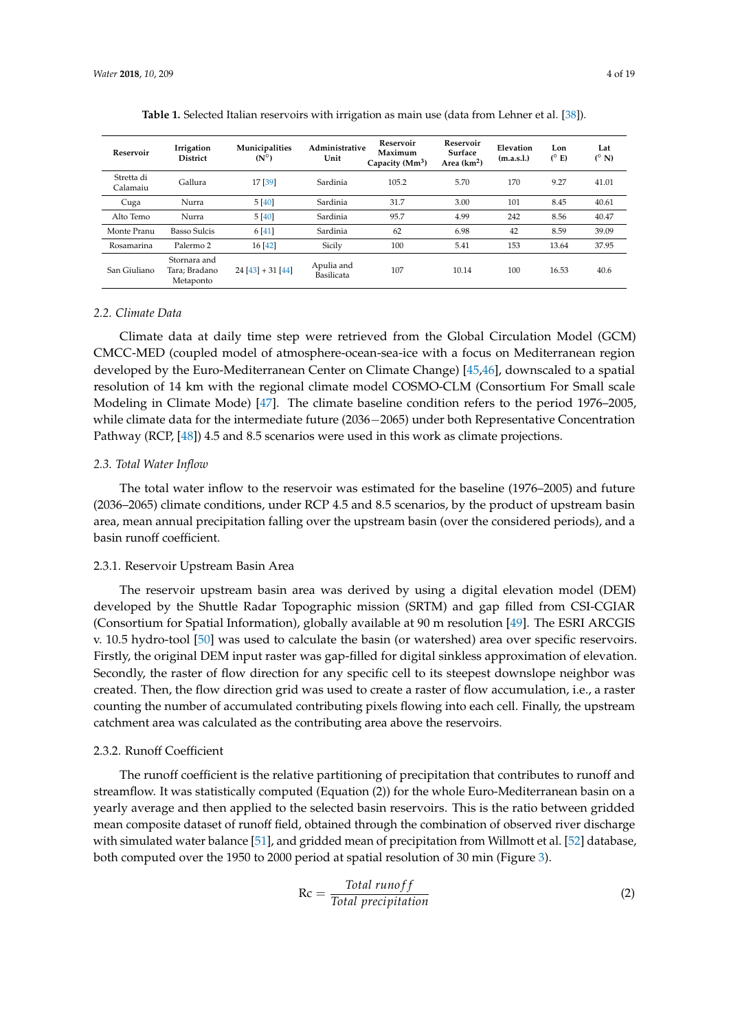**Table 1.** Selected Italian reservoirs with irrigation as main use (data from Lehner et al. [38]).

| Reservoir | Irrigation District | Municipalities (N°) | Administrative Unit | Reservoir Maximum Capacity ($Mm^3$) | Reservoir Surface Area ($km^2$) | Elevation (m.a.s.l.) | Lon (° E) | Lat (° N) |
|---|---|---|---|---|---|---|---|---|
| Stretta di Calamaiu | Gallura | 17 [39] | Sardinia | 105.2 | 5.70 | 170 | 9.27 | 41.01 |
| Cuga | Nurra | 5 [40] | Sardinia | 31.7 | 3.00 | 101 | 8.45 | 40.61 |
| Alto Temo | Nurra | 5 [40] | Sardinia | 95.7 | 4.99 | 242 | 8.56 | 40.47 |
| Monte Pranu | Basso Sulcis | 6 [41] | Sardinia | 62 | 6.98 | 42 | 8.59 | 39.09 |
| Rosamarina | Palermo 2 | 16 [42] | Sicily | 100 | 5.41 | 153 | 13.64 | 37.95 |
| San Giuliano | Stornara and Tara; Bradano Metaponto | 24 [43] + 31 [44] | Apulia and Basilicata | 107 | 10.14 | 100 | 16.53 | 40.6 |

### *2.2. Climate Data*

Climate data at daily time step were retrieved from the Global Circulation Model (GCM) CMCC-MED (coupled model of atmosphere-ocean-sea-ice with a focus on Mediterranean region developed by the Euro-Mediterranean Center on Climate Change) [45,46], downscaled to a spatial resolution of 14 km with the regional climate model COSMO-CLM (Consortium For Small scale Modeling in Climate Mode) [47]. The climate baseline condition refers to the period 1976–2005, while climate data for the intermediate future (2036−2065) under both Representative Concentration Pathway (RCP, [48]) 4.5 and 8.5 scenarios, by the product of upstream basin area were used in this work as climate projections.

### *2.3. Total Water Inflow*

The total water inflow to the reservoir was estimated for the baseline (1976–2005) and future (2036–2065) climate conditions, under RCP 4.5 and 8.5 scenarios, by the product of upstream basin area, mean annual precipitation falling over the upstream basin (over the considered periods), and a basin runoff coefficient.

#### 2.3.1. Reservoir Upstream Basin Area

The reservoir upstream basin area was derived by using a digital elevation model (DEM) developed by the Shuttle Radar Topographic mission (SRTM) and gap filled from CSI-CGIAR (Consortium for Spatial Information), globally available at 90 m resolution [49]. The ESRI ARCGIS v. 10.5 hydro-tool [50] was used to calculate the basin (or watershed) area over specific reservoirs. Firstly, the original DEM input raster was gap-filled for digital sinkless approximation of elevation. Secondly, the raster of flow direction for any specific cell to its steepest downslope neighbor was created. Then, the flow direction grid was used to create a raster of flow accumulation, i.e., a raster counting the number of accumulated contributing pixels flowing into each cell. Finally, the upstream catchment area was calculated as the contributing area above the reservoirs.

#### 2.3.2. Runoff Coefficient

The runoff coefficient is the relative partitioning of precipitation that contributes to runoff and streamflow. It was statistically computed (Equation (2)) for the whole Euro-Mediterranean basin on a yearly average and then applied to the selected basin reservoirs. This is the ratio between gridded mean composite dataset of runoff field, obtained through the combination of observed river discharge with simulated water balance [51], and gridded mean of precipitation from Willmott et al. [52] database, both computed over the 1950 to 2000 period at spatial resolution of 30 min (Figure 3).

$$\text{Rc} = \frac{Total\ runoff}{Total\ precipitation} \tag{2}$$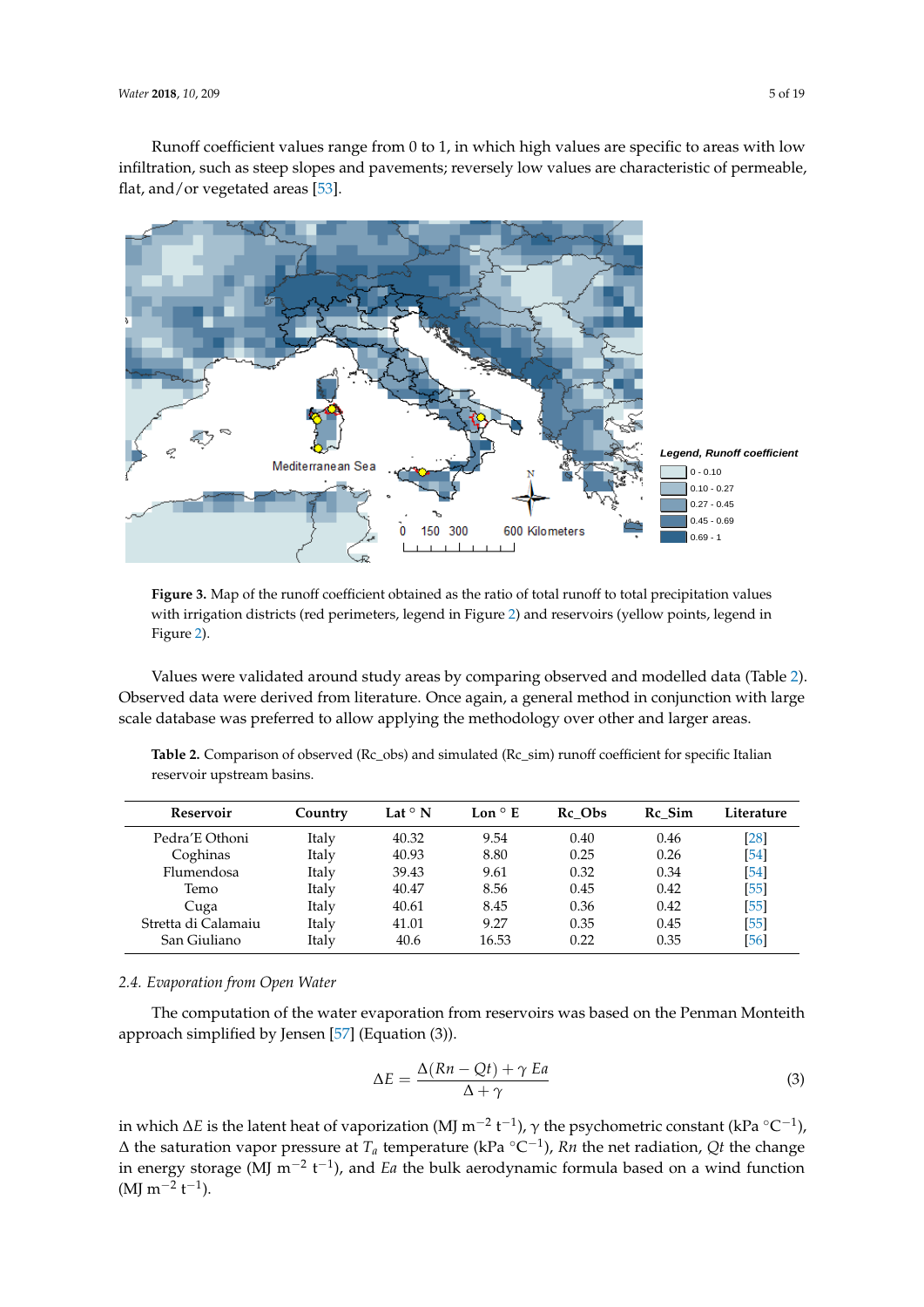Runoff coefficient values range from 0 to 1, in which high values are specific to areas with low infiltration, such as steep slopes and pavements; reversely low values are characteristic of permeable, flat, and/or vegetated areas [53].

**Figure 3.** Map of the runoff coefficient obtained as the ratio of total runoff to total precipitation values with irrigation districts (red perimeters, legend in Figure 2) and reservoirs (yellow points, legend in Figure 2).

Values were validated around study areas by comparing observed and modelled data (Table 2). Observed data were derived from literature. Once again, a general method in conjunction with large scale database was preferred to allow applying the methodology over other and larger areas.

**Table 2.** Comparison of observed (Rc_obs) and simulated (Rc_sim) runoff coefficient for specific Italian reservoir upstream basins.

| Reservoir | Country | Lat ° N | Lon ° E | Rc_Obs | Rc_Sim | Literature |
|---|---|---|---|---|---|---|
| Pedra'E Othoni | Italy | 40.32 | 9.54 | 0.40 | 0.46 | [28] |
| Coghinas | Italy | 40.93 | 8.80 | 0.25 | 0.26 | [54] |
| Flumendosa | Italy | 39.43 | 9.61 | 0.32 | 0.34 | [54] |
| Temo | Italy | 40.47 | 8.56 | 0.45 | 0.42 | [55] |
| Cuga | Italy | 40.61 | 8.45 | 0.36 | 0.42 | [55] |
| Stretta di Calamaiu | Italy | 41.01 | 9.27 | 0.35 | 0.45 | [55] |
| San Giuliano | Italy | 40.6 | 16.53 | 0.22 | 0.35 | [56] |

### 2.4. Evaporation from Open Water

The computation of the water evaporation from reservoirs was based on the Penman Monteith approach simplified by Jensen [57] (Equation (3)).

$$\Delta E = \frac{\Delta(Rn - Qt) + \gamma\, Ea}{\Delta + \gamma} \tag{3}$$

in which $\Delta E$ is the latent heat of vaporization (MJ m$^{-2}$ t$^{-1}$), $\gamma$ the psychometric constant (kPa °C$^{-1}$), $\Delta$ the saturation vapor pressure at $T_a$ temperature (kPa °C$^{-1}$), $Rn$ the net radiation, $Qt$ the change in energy storage (MJ m$^{-2}$ t$^{-1}$), and $Ea$ the bulk aerodynamic formula based on a wind function (MJ m$^{-2}$ t$^{-1}$).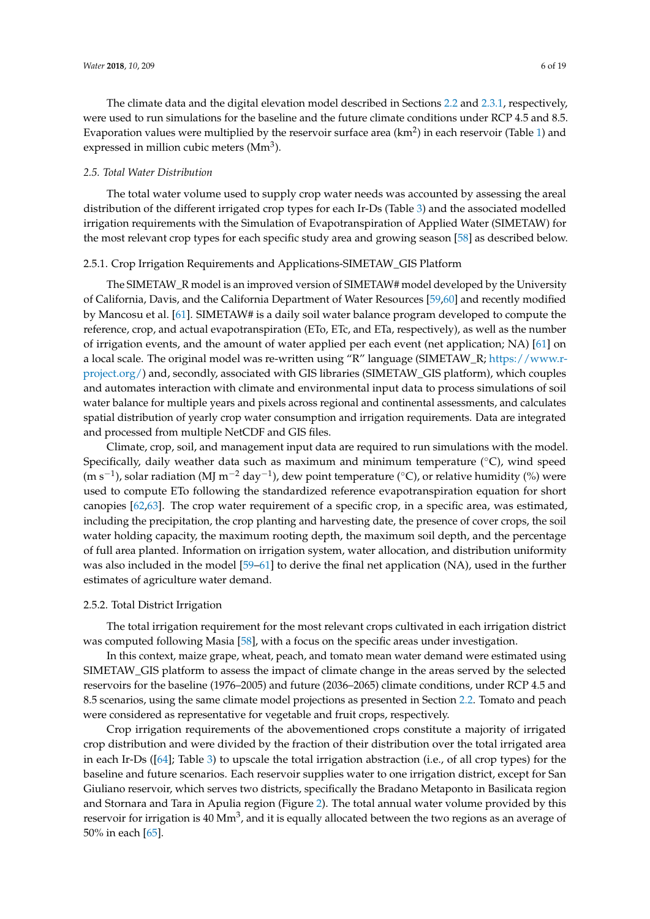The climate data and the digital elevation model described in Sections 2.2 and 2.3.1, respectively, were used to run simulations for the baseline and the future climate conditions under RCP 4.5 and 8.5. Evaporation values were multiplied by the reservoir surface area ($km^2$) in each reservoir (Table 1) and expressed in million cubic meters ($Mm^3$).

### 2.5. Total Water Distribution

The total water volume used to supply crop water needs was accounted by assessing the areal distribution of the different irrigated crop types for each Ir-Ds (Table 3) and the associated modelled irrigation requirements with the Simulation of Evapotranspiration of Applied Water (SIMETAW) for the most relevant crop types for each specific study area and growing season [58] as described below.

#### 2.5.1. Crop Irrigation Requirements and Applications-SIMETAW_GIS Platform

The SIMETAW_R model is an improved version of SIMETAW# model developed by the University of California, Davis, and the California Department of Water Resources [59,60] and recently modified by Mancosu et al. [61]. SIMETAW# is a daily soil water balance program developed to compute the reference, crop, and actual evapotranspiration (ETo, ETc, and ETa, respectively), as well as the number of irrigation events, and the amount of water applied per each event (net application; NA) [61] on a local scale. The original model was re-written using "R" language (SIMETAW_R; https://www.r-project.org/) and, secondly, associated with GIS libraries (SIMETAW_GIS platform), which couples and automates interaction with climate and environmental input data to process simulations of soil water balance for multiple years and pixels across regional and continental assessments, and calculates spatial distribution of yearly crop water consumption and irrigation requirements. Data are integrated and processed from multiple NetCDF and GIS files.

Climate, crop, soil, and management input data are required to run simulations with the model. Specifically, daily weather data such as maximum and minimum temperature (°C), wind speed ($m\ s^{-1}$), solar radiation ($MJ\ m^{-2}\ day^{-1}$), dew point temperature (°C), or relative humidity (%) were used to compute ETo following the standardized reference evapotranspiration equation for short canopies [62,63]. The crop water requirement of a specific crop, in a specific area, was estimated, including the precipitation, the crop planting and harvesting date, the presence of cover crops, the soil water holding capacity, the maximum rooting depth, the maximum soil depth, and the percentage of full area planted. Information on irrigation system, water allocation, and distribution uniformity was also included in the model [59–61] to derive the final net application (NA), used in the further estimates of agriculture water demand.

#### 2.5.2. Total District Irrigation

The total irrigation requirement for the most relevant crops cultivated in each irrigation district was computed following Masia [58], with a focus on the specific areas under investigation.

In this context, maize grape, wheat, peach, and tomato mean water demand were estimated using SIMETAW_GIS platform to assess the impact of climate change in the areas served by the selected reservoirs for the baseline (1976–2005) and future (2036–2065) climate conditions, under RCP 4.5 and 8.5 scenarios, using the same climate model projections as presented in Section 2.2. Tomato and peach were considered as representative for vegetable and fruit crops, respectively.

Crop irrigation requirements of the abovementioned crops constitute a majority of irrigated crop distribution and were divided by the fraction of their distribution over the total irrigated area in each Ir-Ds ([64]; Table 3) to upscale the total irrigation abstraction (i.e., of all crop types) for the baseline and future scenarios. Each reservoir supplies water to one irrigation district, except for San Giuliano reservoir, which serves two districts, specifically the Bradano Metaponto in Basilicata region and Stornara and Tara in Apulia region (Figure 2). The total annual water volume provided by this reservoir for irrigation is 40 $Mm^3$, and it is equally allocated between the two regions as an average of 50% in each [65].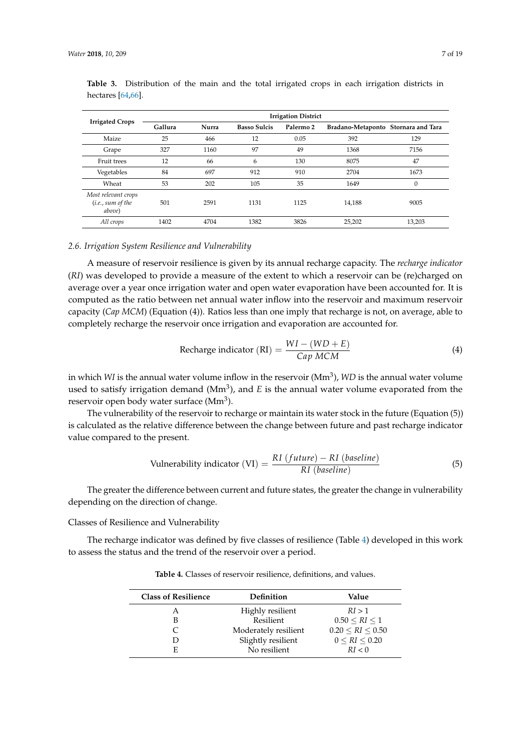**Table 3.** Distribution of the main and the total irrigated crops in each irrigation districts in hectares [64,66].

| Irrigated Crops | Irrigation District | | | | | |
|---|---|---|---|---|---|---|
| | Gallura | Nurra | Basso Sulcis | Palermo 2 | Bradano-Metaponto | Stornara and Tara |
| Maize | 25 | 466 | 12 | 0.05 | 392 | 129 |
| Grape | 327 | 1160 | 97 | 49 | 1368 | 7156 |
| Fruit trees | 12 | 66 | 6 | 130 | 8075 | 47 |
| Vegetables | 84 | 697 | 912 | 910 | 2704 | 1673 |
| Wheat | 53 | 202 | 105 | 35 | 1649 | 0 |
| *Most relevant crops (i.e., sum of the above)* | 501 | 2591 | 1131 | 1125 | 14,188 | 9005 |
| *All crops* | 1402 | 4704 | 1382 | 3826 | 25,202 | 13,203 |

### 2.6. Irrigation System Resilience and Vulnerability

A measure of reservoir resilience is given by its annual recharge capacity. The *recharge indicator* (*RI*) was developed to provide a measure of the extent to which a reservoir can be (re)charged on average over a year once irrigation water and open water evaporation have been accounted for. It is computed as the ratio between net annual water inflow into the reservoir and maximum reservoir capacity (*Cap MCM*) (Equation (4)). Ratios less than one imply that recharge is not, on average, able to completely recharge the reservoir once irrigation and evaporation are accounted for.

$$\text{Recharge indicator (RI)} = \frac{WI - (WD + E)}{Cap\ MCM} \tag{4}$$

in which *WI* is the annual water volume inflow in the reservoir ($Mm^3$), *WD* is the annual water volume used to satisfy irrigation demand ($Mm^3$), and *E* is the annual water volume evaporated from the reservoir open body water surface ($Mm^3$).

The vulnerability of the reservoir to recharge or maintain its water stock in the future (Equation (5)) is calculated as the relative difference between the change between future and past recharge indicator value compared to the present.

$$\text{Vulnerability indicator (VI)} = \frac{RI\ (future) - RI\ (baseline)}{RI\ (baseline)} \tag{5}$$

The greater the difference between current and future states, the greater the change in vulnerability depending on the direction of change.

#### Classes of Resilience and Vulnerability

The recharge indicator was defined by five classes of resilience (Table 4) developed in this work to assess the status and the trend of the reservoir over a period.

**Table 4.** Classes of reservoir resilience, definitions, and values.

| Class of Resilience | Definition | Value |
|---|---|---|
| A | Highly resilient | $RI > 1$ |
| B | Resilient | $0.50 \leq RI \leq 1$ |
| C | Moderately resilient | $0.20 \leq RI \leq 0.50$ |
| D | Slightly resilient | $0 \leq RI \leq 0.20$ |
| E | No resilient | $RI < 0$ |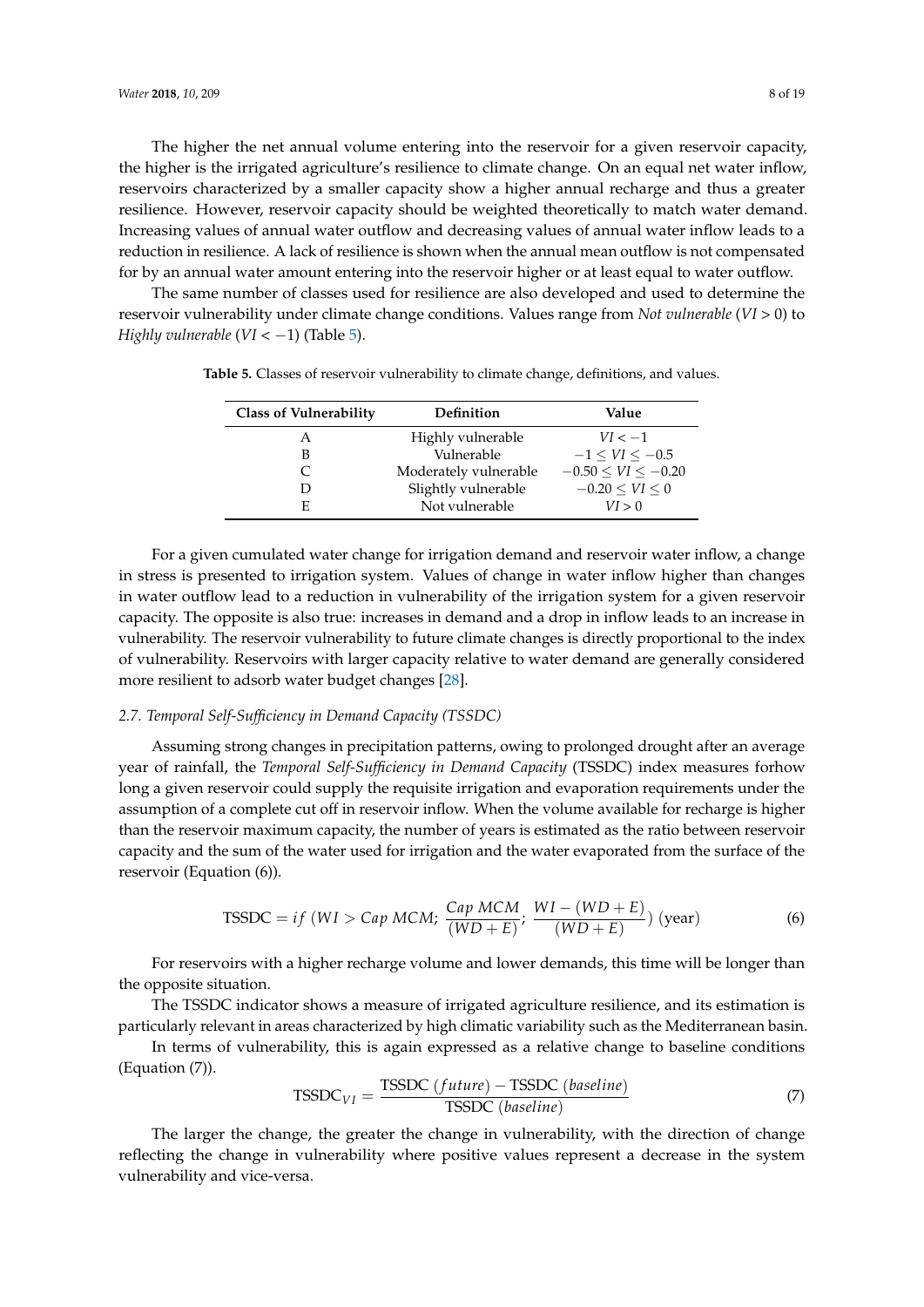The higher the net annual volume entering into the reservoir for a given reservoir capacity, the higher is the irrigated agriculture's resilience to climate change. On an equal net water inflow, reservoirs characterized by a smaller capacity show a higher annual recharge and thus a greater resilience. However, reservoir capacity should be weighted theoretically to match water demand. Increasing values of annual water outflow and decreasing values of annual water inflow leads to a reduction in resilience. A lack of resilience is shown when the annual mean outflow is not compensated for by an annual water amount entering into the reservoir higher or at least equal to water outflow.

The same number of classes used for resilience are also developed and used to determine the reservoir vulnerability under climate change conditions. Values range from *Not vulnerable* ($VI > 0$) to *Highly vulnerable* ($VI < -1$) (Table 5).

**Table 5.** Classes of reservoir vulnerability to climate change, definitions, and values.

| Class of Vulnerability | Definition | Value |
|---|---|---|
| A | Highly vulnerable | $VI < -1$ |
| B | Vulnerable | $-1 \leq VI \leq -0.5$ |
| C | Moderately vulnerable | $-0.50 \leq VI \leq -0.20$ |
| D | Slightly vulnerable | $-0.20 \leq VI \leq 0$ |
| E | Not vulnerable | $VI > 0$ |

For a given cumulated water change for irrigation demand and reservoir water inflow, a change in stress is presented to irrigation system. Values of change in water inflow higher than changes in water outflow lead to a reduction in vulnerability of the irrigation system for a given reservoir capacity. The opposite is also true: increases in demand and a drop in inflow leads to an increase in vulnerability. The reservoir vulnerability to future climate changes is directly proportional to the index of vulnerability. Reservoirs with larger capacity relative to water demand are generally considered more resilient to adsorb water budget changes [28].

### 2.7. Temporal Self-Sufficiency in Demand Capacity (TSSDC)

Assuming strong changes in precipitation patterns, owing to prolonged drought after an average year of rainfall, the *Temporal Self-Sufficiency in Demand Capacity* (TSSDC) index measures forhow long a given reservoir could supply the requisite irrigation and evaporation requirements under the assumption of a complete cut off in reservoir inflow. When the volume available for recharge is higher than the reservoir maximum capacity, the number of years is estimated as the ratio between reservoir capacity and the sum of the water used for irrigation and the water evaporated from the surface of the reservoir (Equation (6)).

$$\text{TSSDC} = if\ (WI > Cap\ MCM;\ \frac{Cap\ MCM}{(WD+E)};\ \frac{WI-(WD+E)}{(WD+E)})\ (\text{year}) \quad (6)$$

For reservoirs with a higher recharge volume and lower demands, this time will be longer than the opposite situation.

The TSSDC indicator shows a measure of irrigated agriculture resilience, and its estimation is particularly relevant in areas characterized by high climatic variability such as the Mediterranean basin.

In terms of vulnerability, this is again expressed as a relative change to baseline conditions (Equation (7)).

$$\text{TSSDC}_{VI} = \frac{\text{TSSDC}\ (future) - \text{TSSDC}\ (baseline)}{\text{TSSDC}\ (baseline)} \quad (7)$$

The larger the change, the greater the change in vulnerability, with the direction of change reflecting the change in vulnerability where positive values represent a decrease in the system vulnerability and vice-versa.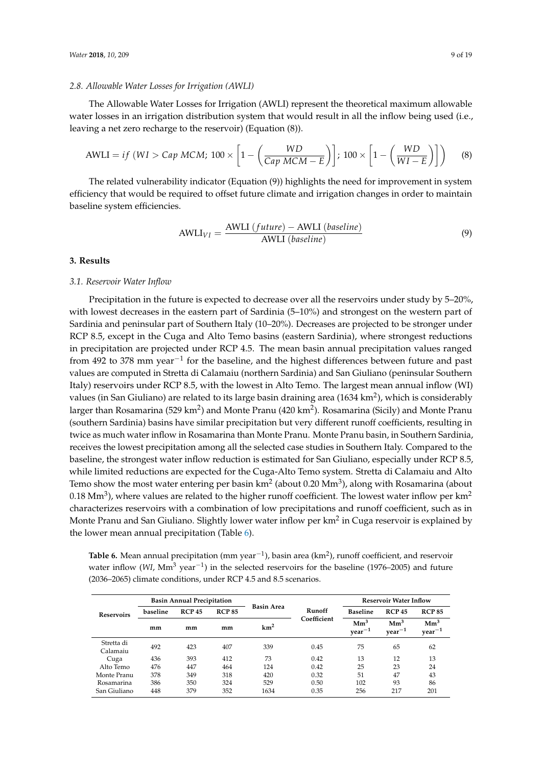### 2.8. Allowable Water Losses for Irrigation (AWLI)

The Allowable Water Losses for Irrigation (AWLI) represent the theoretical maximum allowable water losses in an irrigation distribution system that would result in all the inflow being used (i.e., leaving a net zero recharge to the reservoir) (Equation (8)).

$$\text{AWLI} = if\ (WI > Cap\ MCM;\ 100 \times \left[1 - \left(\frac{WD}{Cap\ MCM - E}\right)\right];\ 100 \times \left[1 - \left(\frac{WD}{WI - E}\right)\right]\right) \quad (8)$$

The related vulnerability indicator (Equation (9)) highlights the need for improvement in system efficiency that would be required to offset future climate and irrigation changes in order to maintain baseline system efficiencies.

$$\text{AWLI}_{VI} = \frac{\text{AWLI}\ (future) - \text{AWLI}\ (baseline)}{\text{AWLI}\ (baseline)} \quad (9)$$

## 3. Results

### 3.1. Reservoir Water Inflow

Precipitation in the future is expected to decrease over all the reservoirs under study by 5–20%, with lowest decreases in the eastern part of Sardinia (5–10%) and strongest on the western part of Sardinia and peninsular part of Southern Italy (10–20%). Decreases are projected to be stronger under RCP 8.5, except in the Cuga and Alto Temo basins (eastern Sardinia), where strongest reductions in precipitation are projected under RCP 4.5. The mean basin annual precipitation values ranged from 492 to 378 mm year$^{-1}$ for the baseline, and the highest differences between future and past values are computed in Stretta di Calamaiu (northern Sardinia) and San Giuliano (peninsular Southern Italy) reservoirs under RCP 8.5, with the lowest in Alto Temo. The largest mean annual inflow (WI) values (in San Giuliano) are related to its large basin draining area (1634 km$^2$), which is considerably larger than Rosamarina (529 km$^2$) and Monte Pranu (420 km$^2$). Rosamarina (Sicily) and Monte Pranu (southern Sardinia) basins have similar precipitation but very different runoff coefficients, resulting in twice as much water inflow in Rosamarina than Monte Pranu. Monte Pranu basin, in Southern Sardinia, receives the lowest precipitation among all the selected case studies in Southern Italy. Compared to the baseline, the strongest water inflow reduction is estimated for San Giuliano, especially under RCP 8.5, while limited reductions are expected for the Cuga-Alto Temo system. Stretta di Calamaiu and Alto Temo show the most water entering per basin km$^2$ (about 0.20 Mm$^3$), along with Rosamarina (about 0.18 Mm$^3$), where values are related to the higher runoff coefficient. The lowest water inflow per km$^2$ characterizes reservoirs with a combination of low precipitations and runoff coefficient, such as in Monte Pranu and San Giuliano. Slightly lower water inflow per km$^2$ in Cuga reservoir is explained by the lower mean annual precipitation (Table 6).

**Table 6.** Mean annual precipitation (mm year$^{-1}$), basin area (km$^2$), runoff coefficient, and reservoir water inflow (*WI*, Mm$^3$ year$^{-1}$) in the selected reservoirs for the baseline (1976–2005) and future (2036–2065) climate conditions, under RCP 4.5 and 8.5 scenarios.

| Reservoirs | Basin Annual Precipitation | | | Basin Area | Runoff Coefficient | Reservoir Water Inflow | | |
|---|---|---|---|---|---|---|---|---|
| | baseline | RCP 45 | RCP 85 | | | Baseline | RCP 45 | RCP 85 |
| | mm | mm | mm | km$^2$ | | Mm$^3$ year$^{-1}$ | Mm$^3$ year$^{-1}$ | Mm$^3$ year$^{-1}$ |
| Stretta di Calamaiu | 492 | 423 | 407 | 339 | 0.45 | 75 | 65 | 62 |
| Cuga | 436 | 393 | 412 | 73 | 0.42 | 13 | 12 | 13 |
| Alto Temo | 476 | 447 | 464 | 124 | 0.42 | 25 | 23 | 24 |
| Monte Pranu | 378 | 349 | 318 | 420 | 0.32 | 51 | 47 | 43 |
| Rosamarina | 386 | 350 | 324 | 529 | 0.50 | 102 | 93 | 86 |
| San Giuliano | 448 | 379 | 352 | 1634 | 0.35 | 256 | 217 | 201 |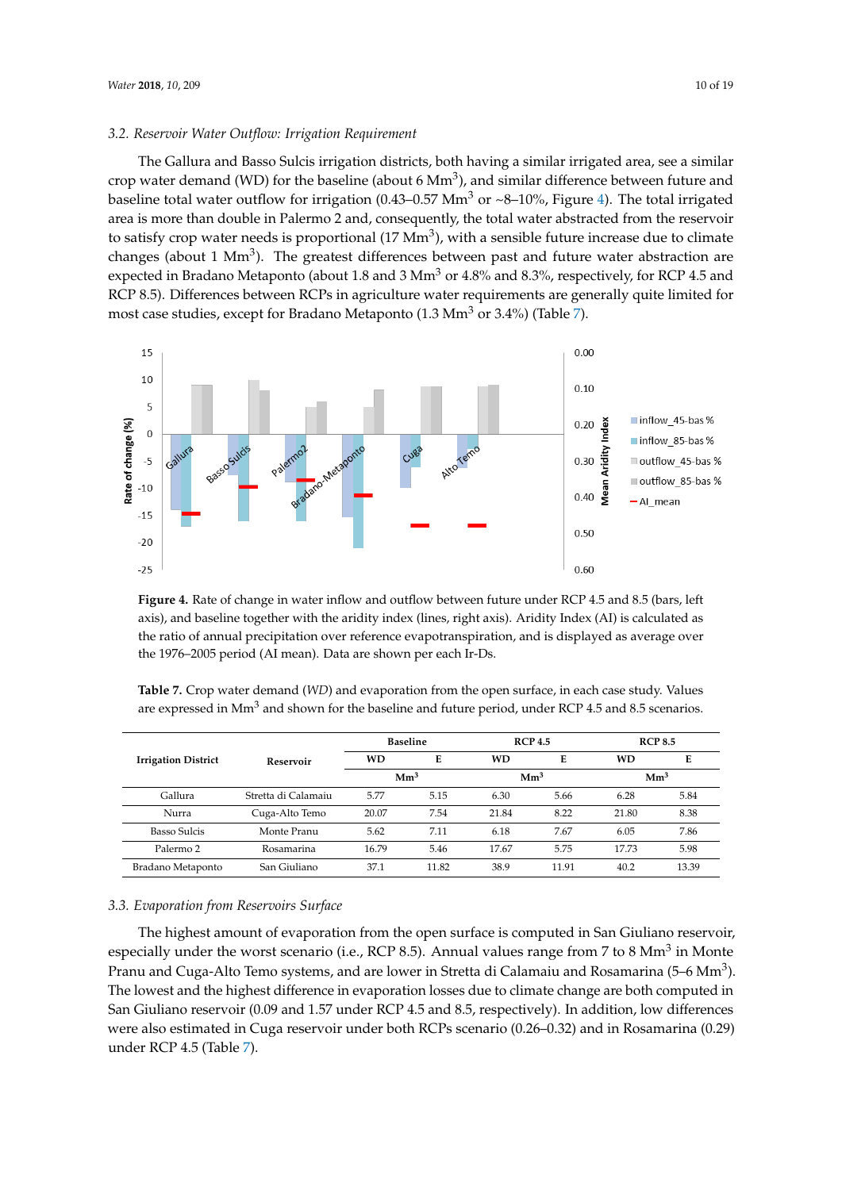### 3.2. Reservoir Water Outflow: Irrigation Requirement

The Gallura and Basso Sulcis irrigation districts, both having a similar irrigated area, see a similar crop water demand (WD) for the baseline (about 6 $Mm^3$), and similar difference between future and baseline total water outflow for irrigation (0.43–0.57 $Mm^3$ or ~8–10%, Figure 4). The total irrigated area is more than double in Palermo 2 and, consequently, the total water abstracted from the reservoir to satisfy crop water needs is proportional (17 $Mm^3$), with a sensible future increase due to climate changes (about 1 $Mm^3$). The greatest differences between past and future water abstraction are expected in Bradano Metaponto (about 1.8 and 3 $Mm^3$ or 4.8% and 8.3%, respectively, for RCP 4.5 and RCP 8.5). Differences between RCPs in agriculture water requirements are generally quite limited for most case studies, except for Bradano Metaponto (1.3 $Mm^3$ or 3.4%) (Table 7).

**Figure 4.** Rate of change in water inflow and outflow between future under RCP 4.5 and 8.5 (bars, left axis), and baseline together with the aridity index (lines, right axis). Aridity Index (AI) is calculated as the ratio of annual precipitation over reference evapotranspiration, and is displayed as average over the 1976–2005 period (AI mean). Data are shown per each Ir-Ds.

**Table 7.** Crop water demand (*WD*) and evaporation from the open surface, in each case study. Values are expressed in $Mm^3$ and shown for the baseline and future period, under RCP 4.5 and 8.5 scenarios.

| Irrigation District | Reservoir | Baseline | | RCP 4.5 | | RCP 8.5 | |
|---|---|---|---|---|---|---|---|
| | | WD | E | WD | E | WD | E |
| | | $Mm^3$ | | $Mm^3$ | | $Mm^3$ | |
| Gallura | Stretta di Calamaiu | 5.77 | 5.15 | 6.30 | 5.66 | 6.28 | 5.84 |
| Nurra | Cuga-Alto Temo | 20.07 | 7.54 | 21.84 | 8.22 | 21.80 | 8.38 |
| Basso Sulcis | Monte Pranu | 5.62 | 7.11 | 6.18 | 7.67 | 6.05 | 7.86 |
| Palermo 2 | Rosamarina | 16.79 | 5.46 | 17.67 | 5.75 | 17.73 | 5.98 |
| Bradano Metaponto | San Giuliano | 37.1 | 11.82 | 38.9 | 11.91 | 40.2 | 13.39 |

### 3.3. Evaporation from Reservoirs Surface

The highest amount of evaporation from the open surface is computed in San Giuliano reservoir, especially under the worst scenario (i.e., RCP 8.5). Annual values range from 7 to 8 $Mm^3$ in Monte Pranu and Cuga-Alto Temo systems, and are lower in Stretta di Calamaiu and Rosamarina (5–6 $Mm^3$). The lowest and the highest difference in evaporation losses due to climate change are both computed in San Giuliano reservoir (0.09 and 1.57 under RCP 4.5 and 8.5, respectively). In addition, low differences were also estimated in Cuga reservoir under both RCPs scenario (0.26–0.32) and in Rosamarina (0.29) under RCP 4.5 (Table 7).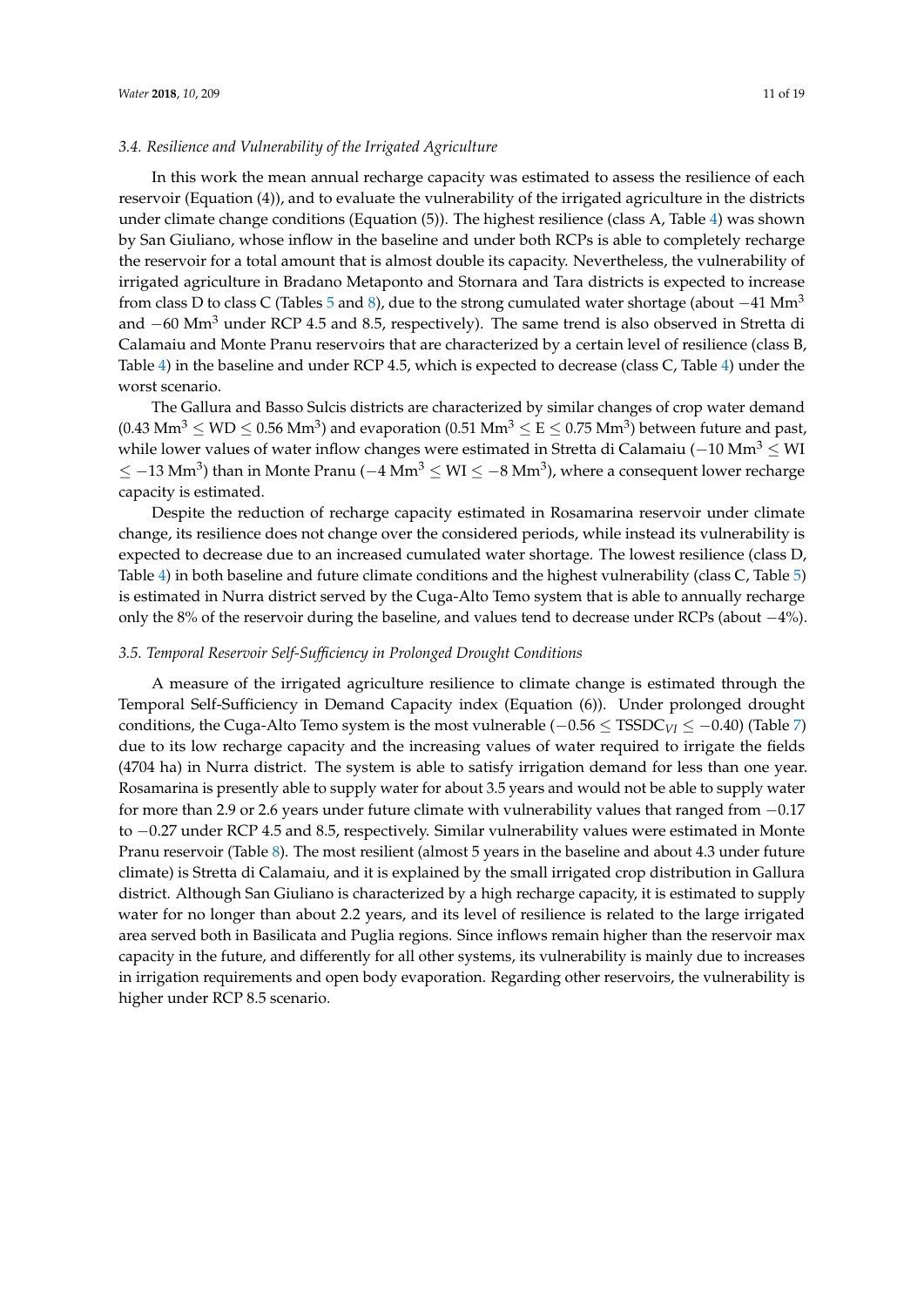### 3.4. Resilience and Vulnerability of the Irrigated Agriculture

In this work the mean annual recharge capacity was estimated to assess the resilience of each reservoir (Equation (4)), and to evaluate the vulnerability of the irrigated agriculture in the districts under climate change conditions (Equation (5)). The highest resilience (class A, Table 4) was shown by San Giuliano, whose inflow in the baseline and under both RCPs is able to completely recharge the reservoir for a total amount that is almost double its capacity. Nevertheless, the vulnerability of irrigated agriculture in Bradano Metaponto and Stornara and Tara districts is expected to increase from class D to class C (Tables 5 and 8), due to the strong cumulated water shortage (about $-41$ $\mathrm{Mm}^3$ and $-60$ $\mathrm{Mm}^3$ under RCP 4.5 and 8.5, respectively). The same trend is also observed in Stretta di Calamaiu and Monte Pranu reservoirs that are characterized by a certain level of resilience (class B, Table 4) in the baseline and under RCP 4.5, which is expected to decrease (class C, Table 4) under the worst scenario.

The Gallura and Basso Sulcis districts are characterized by similar changes of crop water demand ($0.43\ \mathrm{Mm}^3 \leq \mathrm{WD} \leq 0.56\ \mathrm{Mm}^3$) and evaporation ($0.51\ \mathrm{Mm}^3 \leq \mathrm{E} \leq 0.75\ \mathrm{Mm}^3$) between future and past, while lower values of water inflow changes were estimated in Stretta di Calamaiu ($-10\ \mathrm{Mm}^3 \leq \mathrm{WI} \leq -13\ \mathrm{Mm}^3$) than in Monte Pranu ($-4\ \mathrm{Mm}^3 \leq \mathrm{WI} \leq -8\ \mathrm{Mm}^3$), where a consequent lower recharge capacity is estimated.

Despite the reduction of recharge capacity estimated in Rosamarina reservoir under climate change, its resilience does not change over the considered periods, while instead its vulnerability is expected to decrease due to an increased cumulated water shortage. The lowest resilience (class D, Table 4) in both baseline and future climate conditions and the highest vulnerability (class C, Table 5) is estimated in Nurra district served by the Cuga-Alto Temo system that is able to annually recharge only the 8% of the reservoir during the baseline, and values tend to decrease under RCPs (about $-4\%$).

### 3.5. Temporal Reservoir Self-Sufficiency in Prolonged Drought Conditions

A measure of the irrigated agriculture resilience to climate change is estimated through the Temporal Self-Sufficiency in Demand Capacity index (Equation (6)). Under prolonged drought conditions, the Cuga-Alto Temo system is the most vulnerable ($-0.56 \leq \mathrm{TSSDC}_{VI} \leq -0.40$) (Table 7) due to its low recharge capacity and the increasing values of water required to irrigate the fields (4704 ha) in Nurra district. The system is able to satisfy irrigation demand for less than one year. Rosamarina is presently able to supply water for about 3.5 years and would not be able to supply water for more than 2.9 or 2.6 years under future climate with vulnerability values that ranged from $-0.17$ to $-0.27$ under RCP 4.5 and 8.5, respectively. Similar vulnerability values were estimated in Monte Pranu reservoir (Table 8). The most resilient (almost 5 years in the baseline and about 4.3 under future climate) is Stretta di Calamaiu, and it is explained by the small irrigated crop distribution in Gallura district. Although San Giuliano is characterized by a high recharge capacity, it is estimated to supply water for no longer than about 2.2 years, and its level of resilience is related to the large irrigated area served both in Basilicata and Puglia regions. Since inflows remain higher than the reservoir max capacity in the future, and differently for all other systems, its vulnerability is mainly due to increases in irrigation requirements and open body evaporation. Regarding other reservoirs, the vulnerability is higher under RCP 8.5 scenario.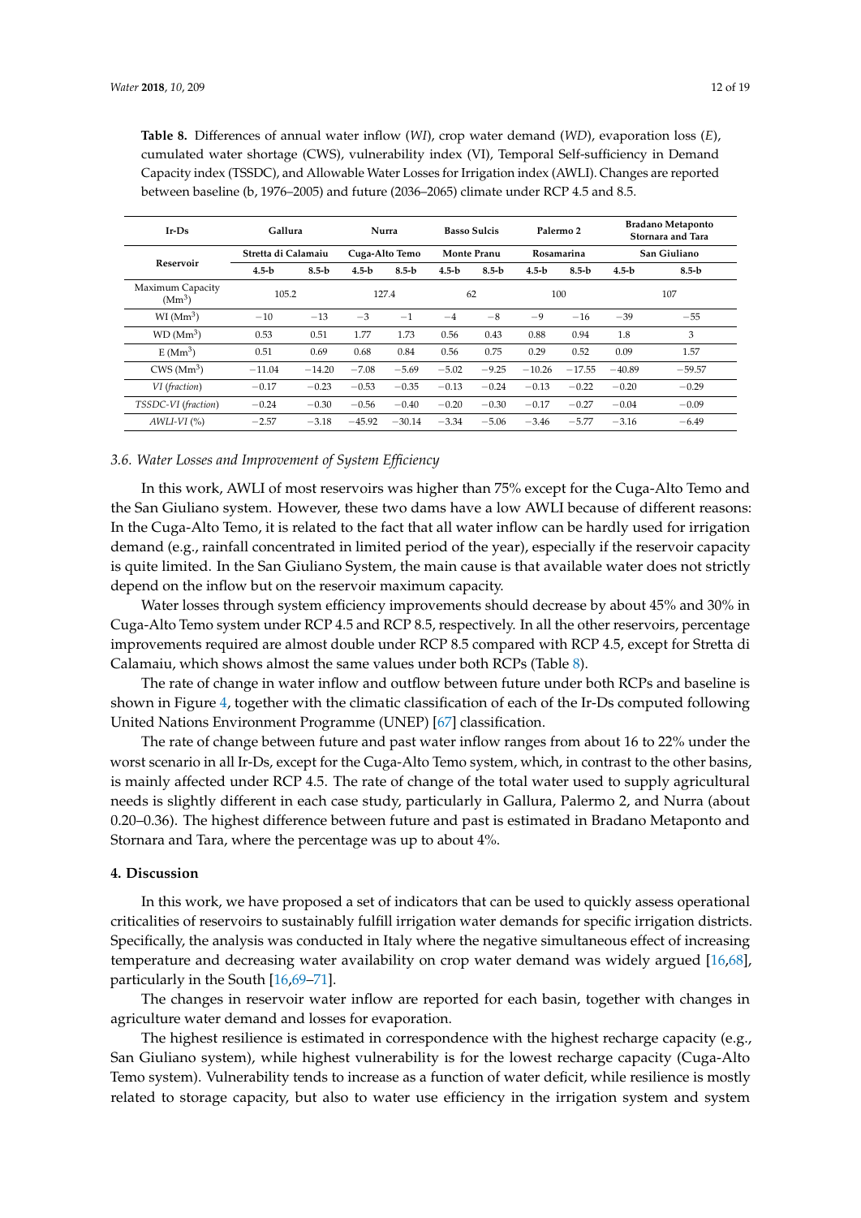**Table 8.** Differences of annual water inflow (*WI*), crop water demand (*WD*), evaporation loss (*E*), cumulated water shortage (CWS), vulnerability index (VI), Temporal Self-sufficiency in Demand Capacity index (TSSDC), and Allowable Water Losses for Irrigation index (AWLI). Changes are reported between baseline (b, 1976–2005) and future (2036–2065) climate under RCP 4.5 and 8.5.

| Ir-Ds | Gallura | | Nurra | | Basso Sulcis | | Palermo 2 | | Bradano Metaponto Stornara and Tara | |
|---|---|---|---|---|---|---|---|---|---|---|
| Reservoir | Stretta di Calamaiu | | Cuga-Alto Temo | | Monte Pranu | | Rosamarina | | San Giuliano | |
| | 4.5-b | 8.5-b | 4.5-b | 8.5-b | 4.5-b | 8.5-b | 4.5-b | 8.5-b | 4.5-b | 8.5-b |
| Maximum Capacity ($Mm^3$) | 105.2 | | 127.4 | | 62 | | 100 | | 107 | |
| WI ($Mm^3$) | −10 | −13 | −3 | −1 | −4 | −8 | −9 | −16 | −39 | −55 |
| WD ($Mm^3$) | 0.53 | 0.51 | 1.77 | 1.73 | 0.56 | 0.43 | 0.88 | 0.94 | 1.8 | 3 |
| E ($Mm^3$) | 0.51 | 0.69 | 0.68 | 0.84 | 0.56 | 0.75 | 0.29 | 0.52 | 0.09 | 1.57 |
| CWS ($Mm^3$) | −11.04 | −14.20 | −7.08 | −5.69 | −5.02 | −9.25 | −10.26 | −17.55 | −40.89 | −59.57 |
| *VI (fraction)* | −0.17 | −0.23 | −0.53 | −0.35 | −0.13 | −0.24 | −0.13 | −0.22 | −0.20 | −0.29 |
| *TSSDC-VI (fraction)* | −0.24 | −0.30 | −0.56 | −0.40 | −0.20 | −0.30 | −0.17 | −0.27 | −0.04 | −0.09 |
| *AWLI-VI* (%) | −2.57 | −3.18 | −45.92 | −30.14 | −3.34 | −5.06 | −3.46 | −5.77 | −3.16 | −6.49 |

### 3.6. Water Losses and Improvement of System Efficiency

In this work, AWLI of most reservoirs was higher than 75% except for the Cuga-Alto Temo and the San Giuliano system. However, these two dams have a low AWLI because of different reasons: In the Cuga-Alto Temo, it is related to the fact that all water inflow can be hardly used for irrigation demand (e.g., rainfall concentrated in limited period of the year), especially if the reservoir capacity is quite limited. In the San Giuliano System, the main cause is that available water does not strictly depend on the inflow but on the reservoir maximum capacity.

Water losses through system efficiency improvements should decrease by about 45% and 30% in Cuga-Alto Temo system under RCP 4.5 and RCP 8.5, respectively. In all the other reservoirs, percentage improvements required are almost double under RCP 8.5 compared with RCP 4.5, except for Stretta di Calamaiu, which shows almost the same values under both RCPs (Table 8).

The rate of change in water inflow and outflow between future under both RCPs and baseline is shown in Figure 4, together with the climatic classification of each of the Ir-Ds computed following United Nations Environment Programme (UNEP) [67] classification.

The rate of change between future and past water inflow ranges from about 16 to 22% under the worst scenario in all Ir-Ds, except for the Cuga-Alto Temo system, which, in contrast to the other basins, is mainly affected under RCP 4.5. The rate of change of the total water used to supply agricultural needs is slightly different in each case study, particularly in Gallura, Palermo 2, and Nurra (about 0.20–0.36). The highest difference between future and past is estimated in Bradano Metaponto and Stornara and Tara, where the percentage was up to about 4%.

## 4. Discussion

In this work, we have proposed a set of indicators that can be used to quickly assess operational criticalities of reservoirs to sustainably fulfill irrigation water demands for specific irrigation districts. Specifically, the analysis was conducted in Italy where the negative simultaneous effect of increasing temperature and decreasing water availability on crop water demand was widely argued [16,68], particularly in the South [16,69–71].

The changes in reservoir water inflow are reported for each basin, together with changes in agriculture water demand and losses for evaporation.

The highest resilience is estimated in correspondence with the highest recharge capacity (e.g., San Giuliano system), while highest vulnerability is for the lowest recharge capacity (Cuga-Alto Temo system). Vulnerability tends to increase as a function of water deficit, while resilience is mostly related to storage capacity, but also to water use efficiency in the irrigation system and system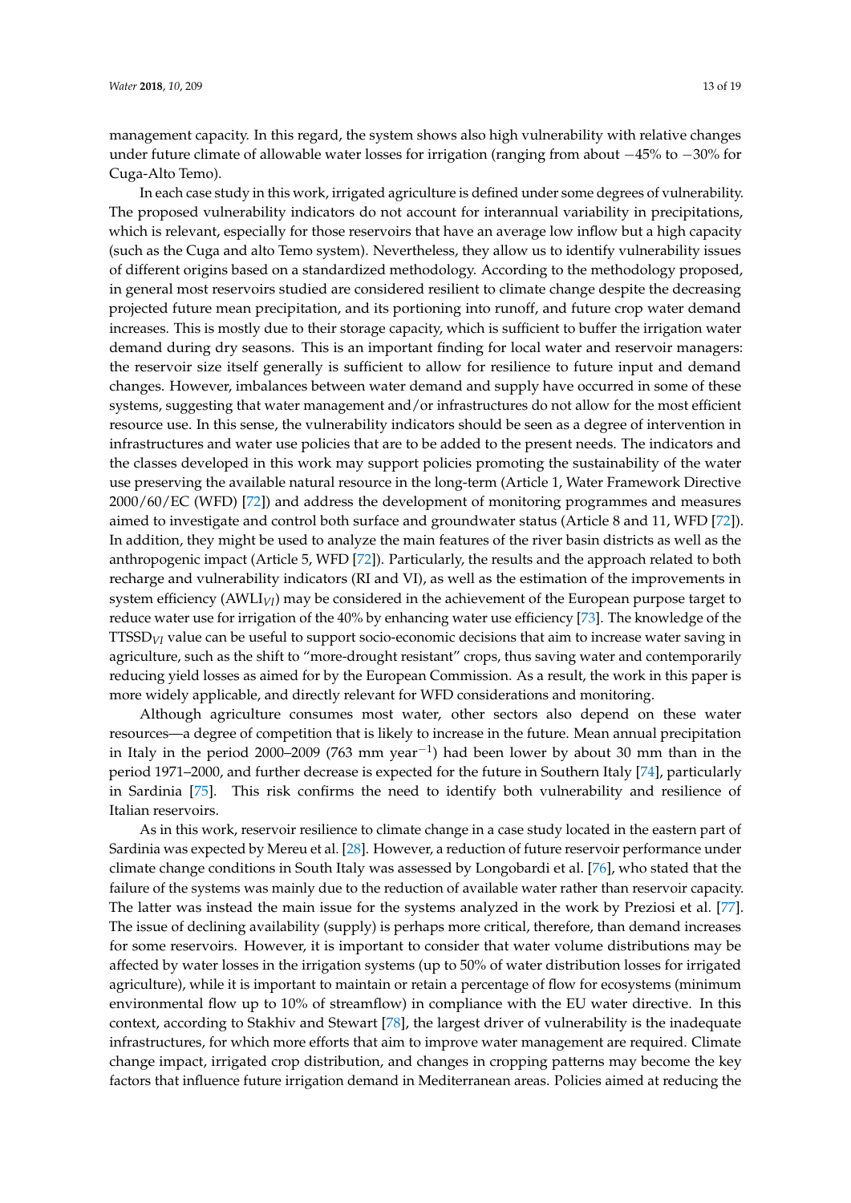management capacity. In this regard, the system shows also high vulnerability with relative changes under future climate of allowable water losses for irrigation (ranging from about −45% to −30% for Cuga-Alto Temo).

In each case study in this work, irrigated agriculture is defined under some degrees of vulnerability. The proposed vulnerability indicators do not account for interannual variability in precipitations, which is relevant, especially for those reservoirs that have an average low inflow but a high capacity (such as the Cuga and alto Temo system). Nevertheless, they allow us to identify vulnerability issues of different origins based on a standardized methodology. According to the methodology proposed, in general most reservoirs studied are considered resilient to climate change despite the decreasing projected future mean precipitation, and its portioning into runoff, and future crop water demand increases. This is mostly due to their storage capacity, which is sufficient to buffer the irrigation water demand during dry seasons. This is an important finding for local water and reservoir managers: the reservoir size itself generally is sufficient to allow for resilience to future input and demand changes. However, imbalances between water demand and supply have occurred in some of these systems, suggesting that water management and/or infrastructures do not allow for the most efficient resource use. In this sense, the vulnerability indicators should be seen as a degree of intervention in infrastructures and water use policies that are to be added to the present needs. The indicators and the classes developed in this work may support policies promoting the sustainability of the water use preserving the available natural resource in the long-term (Article 1, Water Framework Directive 2000/60/EC (WFD) [72]) and address the development of monitoring programmes and measures aimed to investigate and control both surface and groundwater status (Article 8 and 11, WFD [72]). In addition, they might be used to analyze the main features of the river basin districts as well as the anthropogenic impact (Article 5, WFD [72]). Particularly, the results and the approach related to both recharge and vulnerability indicators (RI and VI), as well as the estimation of the improvements in system efficiency ($AWLI_{VI}$) may be considered in the achievement of the European purpose target to reduce water use for irrigation of the 40% by enhancing water use efficiency [73]. The knowledge of the $TTSSD_{VI}$ value can be useful to support socio-economic decisions that aim to increase water saving in agriculture, such as the shift to "more-drought resistant" crops, thus saving water and contemporarily reducing yield losses as aimed for by the European Commission. As a result, the work in this paper is more widely applicable, and directly relevant for WFD considerations and monitoring.

Although agriculture consumes most water, other sectors also depend on these water resources—a degree of competition that is likely to increase in the future. Mean annual precipitation in Italy in the period 2000–2009 (763 mm year$^{-1}$) had been lower by about 30 mm than in the period 1971–2000, and further decrease is expected for the future in Southern Italy [74], particularly in Sardinia [75]. This risk confirms the need to identify both vulnerability and resilience of Italian reservoirs.

As in this work, reservoir resilience to climate change in a case study located in the eastern part of Sardinia was expected by Mereu et al. [28]. However, a reduction of future reservoir performance under climate change conditions in South Italy was assessed by Longobardi et al. [76], who stated that the failure of the systems was mainly due to the reduction of available water rather than reservoir capacity. The latter was instead the main issue for the systems analyzed in the work by Preziosi et al. [77]. The issue of declining availability (supply) is perhaps more critical, therefore, than demand increases for some reservoirs. However, it is important to consider that water volume distributions may be affected by water losses in the irrigation systems (up to 50% of water distribution losses for irrigated agriculture), while it is important to maintain or retain a percentage of flow for ecosystems (minimum environmental flow up to 10% of streamflow) in compliance with the EU water directive. In this context, according to Stakhiv and Stewart [78], the largest driver of vulnerability is the inadequate infrastructures, for which more efforts that aim to improve water management are required. Climate change impact, irrigated crop distribution, and changes in cropping patterns may become the key factors that influence future irrigation demand in Mediterranean areas. Policies aimed at reducing the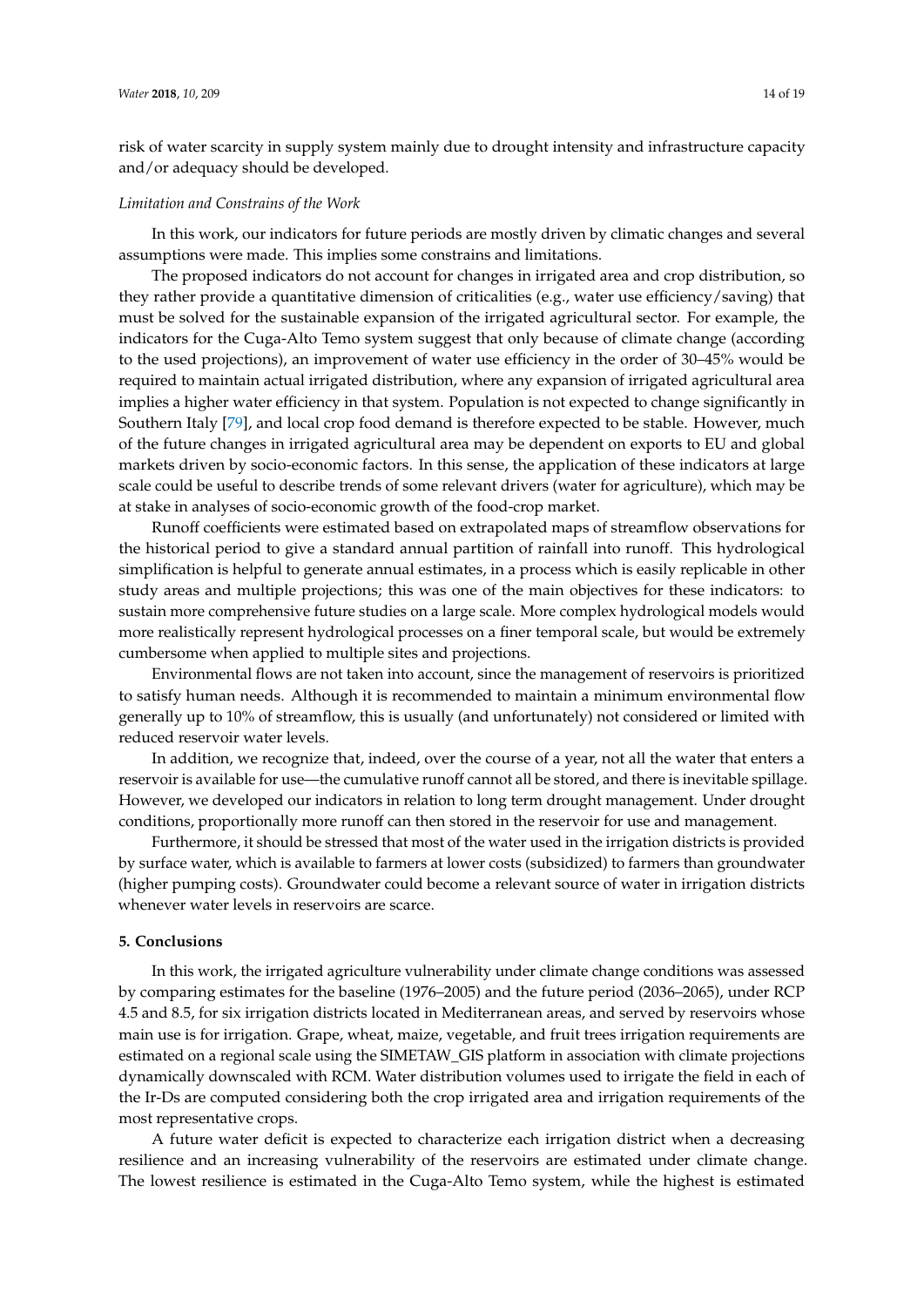risk of water scarcity in supply system mainly due to drought intensity and infrastructure capacity and/or adequacy should be developed.

*Limitation and Constrains of the Work*

In this work, our indicators for future periods are mostly driven by climatic changes and several assumptions were made. This implies some constrains and limitations.

The proposed indicators do not account for changes in irrigated area and crop distribution, so they rather provide a quantitative dimension of criticalities (e.g., water use efficiency/saving) that must be solved for the sustainable expansion of the irrigated agricultural sector. For example, the indicators for the Cuga-Alto Temo system suggest that only because of climate change (according to the used projections), an improvement of water use efficiency in the order of 30–45% would be required to maintain actual irrigated distribution, where any expansion of irrigated agricultural area implies a higher water efficiency in that system. Population is not expected to change significantly in Southern Italy [79], and local crop food demand is therefore expected to be stable. However, much of the future changes in irrigated agricultural area may be dependent on exports to EU and global markets driven by socio-economic factors. In this sense, the application of these indicators at large scale could be useful to describe trends of some relevant drivers (water for agriculture), which may be at stake in analyses of socio-economic growth of the food-crop market.

Runoff coefficients were estimated based on extrapolated maps of streamflow observations for the historical period to give a standard annual partition of rainfall into runoff. This hydrological simplification is helpful to generate annual estimates, in a process which is easily replicable in other study areas and multiple projections; this was one of the main objectives for these indicators: to sustain more comprehensive future studies on a large scale. More complex hydrological models would more realistically represent hydrological processes on a finer temporal scale, but would be extremely cumbersome when applied to multiple sites and projections.

Environmental flows are not taken into account, since the management of reservoirs is prioritized to satisfy human needs. Although it is recommended to maintain a minimum environmental flow generally up to 10% of streamflow, this is usually (and unfortunately) not considered or limited with reduced reservoir water levels.

In addition, we recognize that, indeed, over the course of a year, not all the water that enters a reservoir is available for use—the cumulative runoff cannot all be stored, and there is inevitable spillage. However, we developed our indicators in relation to long term drought management. Under drought conditions, proportionally more runoff can then stored in the reservoir for use and management.

Furthermore, it should be stressed that most of the water used in the irrigation districts is provided by surface water, which is available to farmers at lower costs (subsidized) to farmers than groundwater (higher pumping costs). Groundwater could become a relevant source of water in irrigation districts whenever water levels in reservoirs are scarce.

## 5. Conclusions

In this work, the irrigated agriculture vulnerability under climate change conditions was assessed by comparing estimates for the baseline (1976–2005) and the future period (2036–2065), under RCP 4.5 and 8.5, for six irrigation districts located in Mediterranean areas, and served by reservoirs whose main use is for irrigation. Grape, wheat, maize, vegetable, and fruit trees irrigation requirements are estimated on a regional scale using the SIMETAW_GIS platform in association with climate projections dynamically downscaled with RCM. Water distribution volumes used to irrigate the field in each of the Ir-Ds are computed considering both the crop irrigated area and irrigation requirements of the most representative crops.

A future water deficit is expected to characterize each irrigation district when a decreasing resilience and an increasing vulnerability of the reservoirs are estimated under climate change. The lowest resilience is estimated in the Cuga-Alto Temo system, while the highest is estimated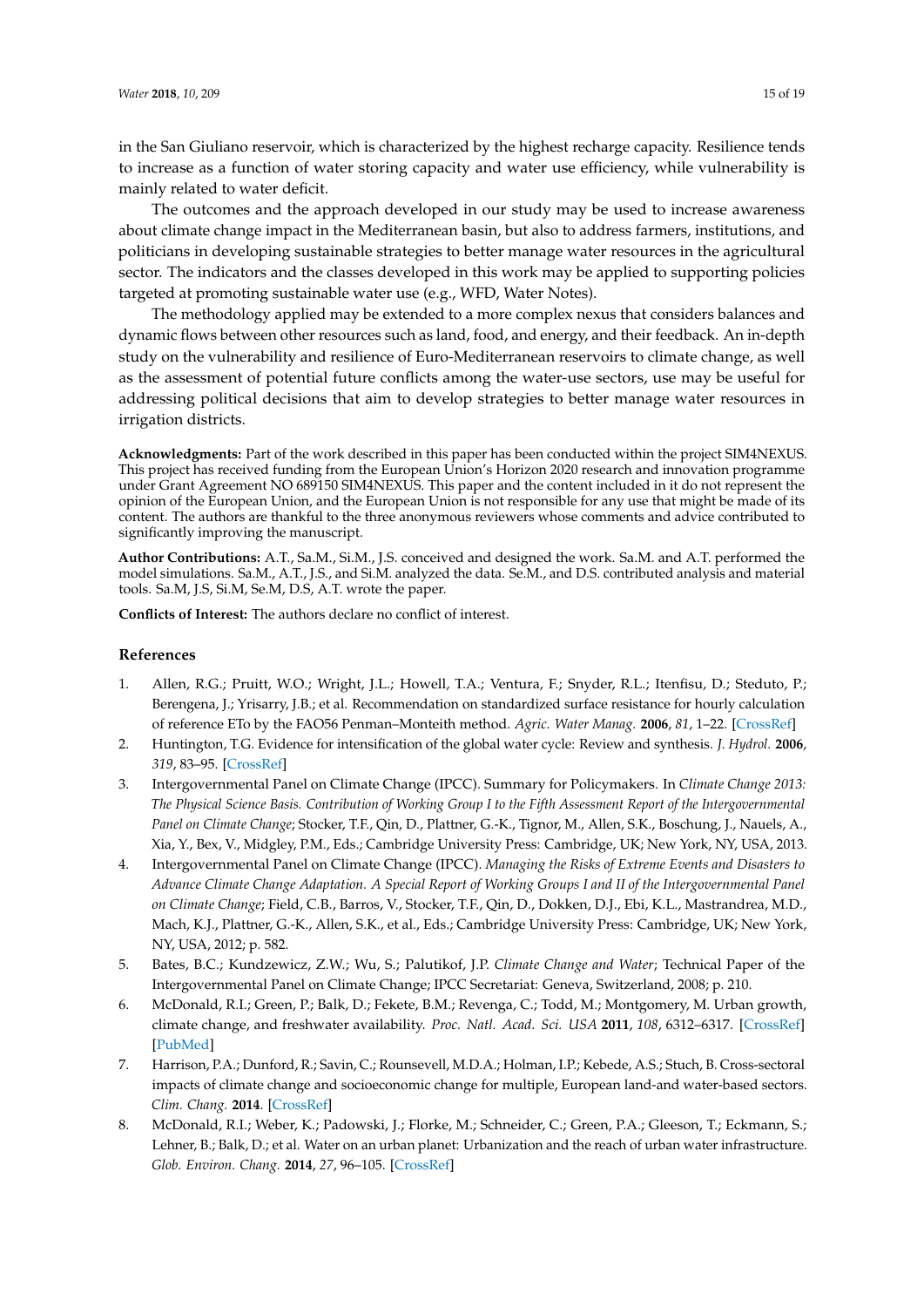in the San Giuliano reservoir, which is characterized by the highest recharge capacity. Resilience tends to increase as a function of water storing capacity and water use efficiency, while vulnerability is mainly related to water deficit.

The outcomes and the approach developed in our study may be used to increase awareness about climate change impact in the Mediterranean basin, but also to address farmers, institutions, and politicians in developing sustainable strategies to better manage water resources in the agricultural sector. The indicators and the classes developed in this work may be applied to supporting policies targeted at promoting sustainable water use (e.g., WFD, Water Notes).

The methodology applied may be extended to a more complex nexus that considers balances and dynamic flows between other resources such as land, food, and energy, and their feedback. An in-depth study on the vulnerability and resilience of Euro-Mediterranean reservoirs to climate change, as well as the assessment of potential future conflicts among the water-use sectors, use may be useful for addressing political decisions that aim to develop strategies to better manage water resources in irrigation districts.

**Acknowledgments:** Part of the work described in this paper has been conducted within the project SIM4NEXUS. This project has received funding from the European Union's Horizon 2020 research and innovation programme under Grant Agreement NO 689150 SIM4NEXUS. This paper and the content included in it do not represent the opinion of the European Union, and the European Union is not responsible for any use that might be made of its content. The authors are thankful to the three anonymous reviewers whose comments and advice contributed to significantly improving the manuscript.

**Author Contributions:** A.T., Sa.M., Si.M., J.S. conceived and designed the work. Sa.M. and A.T. performed the model simulations. Sa.M., A.T., J.S., and Si.M. analyzed the data. Se.M., and D.S. contributed analysis and material tools. Sa.M, J.S, Si.M, Se.M, D.S, A.T. wrote the paper.

**Conflicts of Interest:** The authors declare no conflict of interest.

## References

1. Allen, R.G.; Pruitt, W.O.; Wright, J.L.; Howell, T.A.; Ventura, F.; Snyder, R.L.; Itenfisu, D.; Steduto, P.; Berengena, J.; Yrisarry, J.B.; et al. Recommendation on standardized surface resistance for hourly calculation of reference ETo by the FAO56 Penman–Monteith method. *Agric. Water Manag.* **2006**, *81*, 1–22. [CrossRef]
2. Huntington, T.G. Evidence for intensification of the global water cycle: Review and synthesis. *J. Hydrol.* **2006**, *319*, 83–95. [CrossRef]
3. Intergovernmental Panel on Climate Change (IPCC). Summary for Policymakers. In *Climate Change 2013: The Physical Science Basis. Contribution of Working Group I to the Fifth Assessment Report of the Intergovernmental Panel on Climate Change*; Stocker, T.F., Qin, D., Plattner, G.-K., Tignor, M., Allen, S.K., Boschung, J., Nauels, A., Xia, Y., Bex, V., Midgley, P.M., Eds.; Cambridge University Press: Cambridge, UK; New York, NY, USA, 2013.
4. Intergovernmental Panel on Climate Change (IPCC). *Managing the Risks of Extreme Events and Disasters to Advance Climate Change Adaptation. A Special Report of Working Groups I and II of the Intergovernmental Panel on Climate Change*; Field, C.B., Barros, V., Stocker, T.F., Qin, D., Dokken, D.J., Ebi, K.L., Mastrandrea, M.D., Mach, K.J., Plattner, G.-K., Allen, S.K., et al., Eds.; Cambridge University Press: Cambridge, UK; New York, NY, USA, 2012; p. 582.
5. Bates, B.C.; Kundzewicz, Z.W.; Wu, S.; Palutikof, J.P. *Climate Change and Water*; Technical Paper of the Intergovernmental Panel on Climate Change; IPCC Secretariat: Geneva, Switzerland, 2008; p. 210.
6. McDonald, R.I.; Green, P.; Balk, D.; Fekete, B.M.; Revenga, C.; Todd, M.; Montgomery, M. Urban growth, climate change, and freshwater availability. *Proc. Natl. Acad. Sci. USA* **2011**, *108*, 6312–6317. [CrossRef] [PubMed]
7. Harrison, P.A.; Dunford, R.; Savin, C.; Rounsevell, M.D.A.; Holman, I.P.; Kebede, A.S.; Stuch, B. Cross-sectoral impacts of climate change and socioeconomic change for multiple, European land-and water-based sectors. *Clim. Chang.* **2014**. [CrossRef]
8. McDonald, R.I.; Weber, K.; Padowski, J.; Florke, M.; Schneider, C.; Green, P.A.; Gleeson, T.; Eckmann, S.; Lehner, B.; Balk, D.; et al. Water on an urban planet: Urbanization and the reach of urban water infrastructure. *Glob. Environ. Chang.* **2014**, *27*, 96–105. [CrossRef]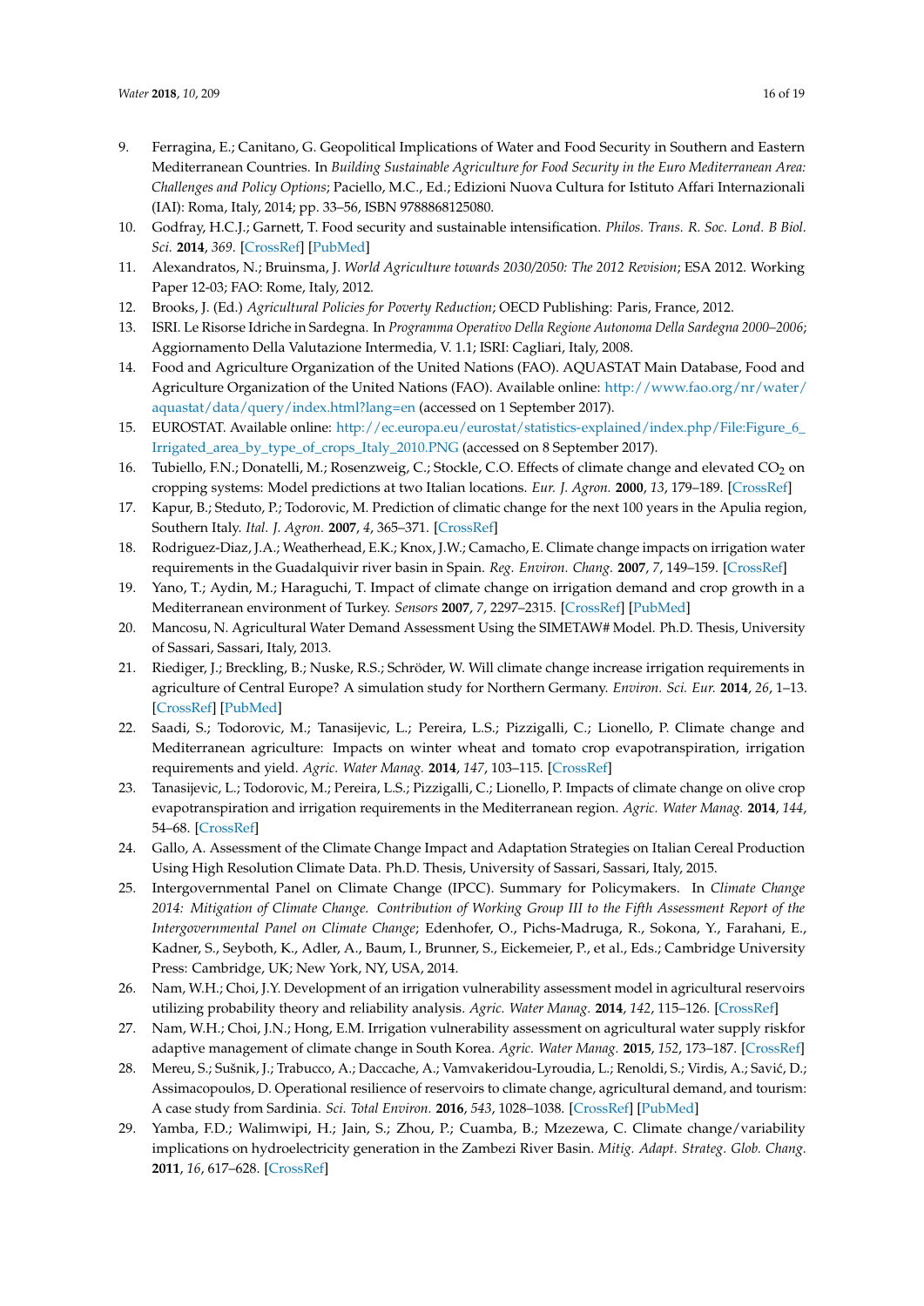9. Ferragina, E.; Canitano, G. Geopolitical Implications of Water and Food Security in Southern and Eastern Mediterranean Countries. In *Building Sustainable Agriculture for Food Security in the Euro Mediterranean Area: Challenges and Policy Options*; Paciello, M.C., Ed.; Edizioni Nuova Cultura for Istituto Affari Internazionali (IAI): Roma, Italy, 2014; pp. 33–56, ISBN 9788868125080.
10. Godfray, H.C.J.; Garnett, T. Food security and sustainable intensification. *Philos. Trans. R. Soc. Lond. B Biol. Sci.* **2014**, *369*. [CrossRef] [PubMed]
11. Alexandratos, N.; Bruinsma, J. *World Agriculture towards 2030/2050: The 2012 Revision*; ESA 2012. Working Paper 12-03; FAO: Rome, Italy, 2012.
12. Brooks, J. (Ed.) *Agricultural Policies for Poverty Reduction*; OECD Publishing: Paris, France, 2012.
13. ISRI. Le Risorse Idriche in Sardegna. In *Programma Operativo Della Regione Autonoma Della Sardegna 2000–2006*; Aggiornamento Della Valutazione Intermedia, V. 1.1; ISRI: Cagliari, Italy, 2008.
14. Food and Agriculture Organization of the United Nations (FAO). AQUASTAT Main Database, Food and Agriculture Organization of the United Nations (FAO). Available online: http://www.fao.org/nr/water/aquastat/data/query/index.html?lang=en (accessed on 1 September 2017).
15. EUROSTAT. Available online: http://ec.europa.eu/eurostat/statistics-explained/index.php/File:Figure_6_Irrigated_area_by_type_of_crops_Italy_2010.PNG (accessed on 8 September 2017).
16. Tubiello, F.N.; Donatelli, M.; Rosenzweig, C.; Stockle, C.O. Effects of climate change and elevated $CO_2$ on cropping systems: Model predictions at two Italian locations. *Eur. J. Agron.* **2000**, *13*, 179–189. [CrossRef]
17. Kapur, B.; Steduto, P.; Todorovic, M. Prediction of climatic change for the next 100 years in the Apulia region, Southern Italy. *Ital. J. Agron.* **2007**, *4*, 365–371. [CrossRef]
18. Rodriguez-Diaz, J.A.; Weatherhead, E.K.; Knox, J.W.; Camacho, E. Climate change impacts on irrigation water requirements in the Guadalquivir river basin in Spain. *Reg. Environ. Chang.* **2007**, *7*, 149–159. [CrossRef]
19. Yano, T.; Aydin, M.; Haraguchi, T. Impact of climate change on irrigation demand and crop growth in a Mediterranean environment of Turkey. *Sensors* **2007**, *7*, 2297–2315. [CrossRef] [PubMed]
20. Mancosu, N. Agricultural Water Demand Assessment Using the SIMETAW# Model. Ph.D. Thesis, University of Sassari, Sassari, Italy, 2013.
21. Riediger, J.; Breckling, B.; Nuske, R.S.; Schröder, W. Will climate change increase irrigation requirements in agriculture of Central Europe? A simulation study for Northern Germany. *Environ. Sci. Eur.* **2014**, *26*, 1–13. [CrossRef] [PubMed]
22. Saadi, S.; Todorovic, M.; Tanasijevic, L.; Pereira, L.S.; Pizzigalli, C.; Lionello, P. Climate change and Mediterranean agriculture: Impacts on winter wheat and tomato crop evapotranspiration, irrigation requirements and yield. *Agric. Water Manag.* **2014**, *147*, 103–115. [CrossRef]
23. Tanasijevic, L.; Todorovic, M.; Pereira, L.S.; Pizzigalli, C.; Lionello, P. Impacts of climate change on olive crop evapotranspiration and irrigation requirements in the Mediterranean region. *Agric. Water Manag.* **2014**, *144*, 54–68. [CrossRef]
24. Gallo, A. Assessment of the Climate Change Impact and Adaptation Strategies on Italian Cereal Production Using High Resolution Climate Data. Ph.D. Thesis, University of Sassari, Sassari, Italy, 2015.
25. Intergovernmental Panel on Climate Change (IPCC). Summary for Policymakers. In *Climate Change 2014: Mitigation of Climate Change. Contribution of Working Group III to the Fifth Assessment Report of the Intergovernmental Panel on Climate Change*; Edenhofer, O., Pichs-Madruga, R., Sokona, Y., Farahani, E., Kadner, S., Seyboth, K., Adler, A., Baum, I., Brunner, S., Eickemeier, P., et al., Eds.; Cambridge University Press: Cambridge, UK; New York, NY, USA, 2014.
26. Nam, W.H.; Choi, J.Y. Development of an irrigation vulnerability assessment model in agricultural reservoirs utilizing probability theory and reliability analysis. *Agric. Water Manag.* **2014**, *142*, 115–126. [CrossRef]
27. Nam, W.H.; Choi, J.N.; Hong, E.M. Irrigation vulnerability assessment on agricultural water supply riskfor adaptive management of climate change in South Korea. *Agric. Water Manag.* **2015**, *152*, 173–187. [CrossRef]
28. Mereu, S.; Sušnik, J.; Trabucco, A.; Daccache, A.; Vamvakeridou-Lyroudia, L.; Renoldi, S.; Virdis, A.; Savić, D.; Assimacopoulos, D. Operational resilience of reservoirs to climate change, agricultural demand, and tourism: A case study from Sardinia. *Sci. Total Environ.* **2016**, *543*, 1028–1038. [CrossRef] [PubMed]
29. Yamba, F.D.; Walimwipi, H.; Jain, S.; Zhou, P.; Cuamba, B.; Mzezewa, C. Climate change/variability implications on hydroelectricity generation in the Zambezi River Basin. *Mitig. Adapt. Strateg. Glob. Chang.* **2011**, *16*, 617–628. [CrossRef]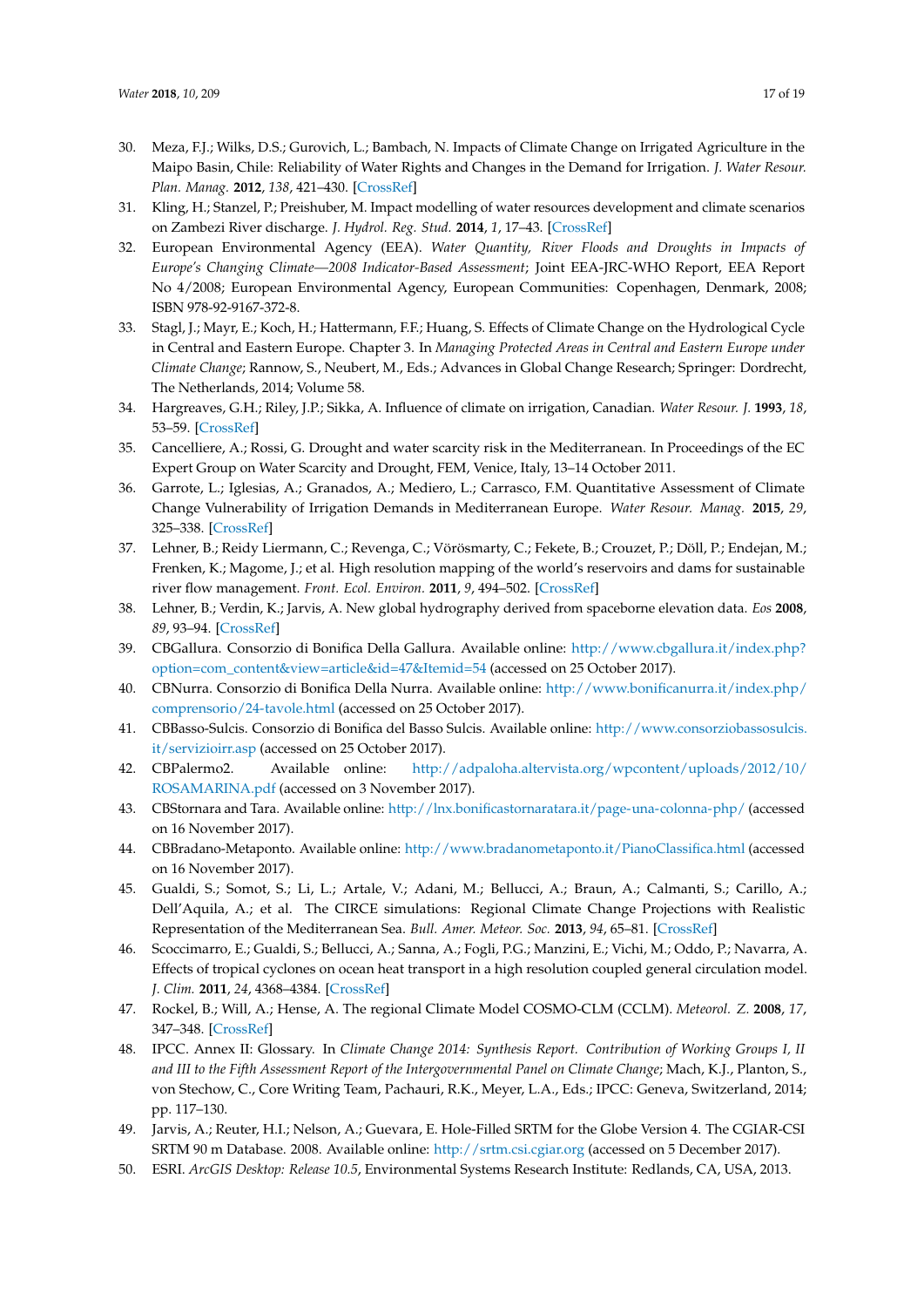30. Meza, F.J.; Wilks, D.S.; Gurovich, L.; Bambach, N. Impacts of Climate Change on Irrigated Agriculture in the Maipo Basin, Chile: Reliability of Water Rights and Changes in the Demand for Irrigation. *J. Water Resour. Plan. Manag.* **2012**, *138*, 421–430. [CrossRef]
31. Kling, H.; Stanzel, P.; Preishuber, M. Impact modelling of water resources development and climate scenarios on Zambezi River discharge. *J. Hydrol. Reg. Stud.* **2014**, *1*, 17–43. [CrossRef]
32. European Environmental Agency (EEA). *Water Quantity, River Floods and Droughts in Impacts of Europe's Changing Climate—2008 Indicator-Based Assessment*; Joint EEA-JRC-WHO Report, EEA Report No 4/2008; European Environmental Agency, European Communities: Copenhagen, Denmark, 2008; ISBN 978-92-9167-372-8.
33. Stagl, J.; Mayr, E.; Koch, H.; Hattermann, F.F.; Huang, S. Effects of Climate Change on the Hydrological Cycle in Central and Eastern Europe. Chapter 3. In *Managing Protected Areas in Central and Eastern Europe under Climate Change*; Rannow, S., Neubert, M., Eds.; Advances in Global Change Research; Springer: Dordrecht, The Netherlands, 2014; Volume 58.
34. Hargreaves, G.H.; Riley, J.P.; Sikka, A. Influence of climate on irrigation, Canadian. *Water Resour. J.* **1993**, *18*, 53–59. [CrossRef]
35. Cancelliere, A.; Rossi, G. Drought and water scarcity risk in the Mediterranean. In Proceedings of the EC Expert Group on Water Scarcity and Drought, FEM, Venice, Italy, 13–14 October 2011.
36. Garrote, L.; Iglesias, A.; Granados, A.; Mediero, L.; Carrasco, F.M. Quantitative Assessment of Climate Change Vulnerability of Irrigation Demands in Mediterranean Europe. *Water Resour. Manag.* **2015**, *29*, 325–338. [CrossRef]
37. Lehner, B.; Reidy Liermann, C.; Revenga, C.; Vörösmarty, C.; Fekete, B.; Crouzet, P.; Döll, P.; Endejan, M.; Frenken, K.; Magome, J.; et al. High resolution mapping of the world's reservoirs and dams for sustainable river flow management. *Front. Ecol. Environ.* **2011**, *9*, 494–502. [CrossRef]
38. Lehner, B.; Verdin, K.; Jarvis, A. New global hydrography derived from spaceborne elevation data. *Eos* **2008**, *89*, 93–94. [CrossRef]
39. CBGallura. Consorzio di Bonifica Della Gallura. Available online: http://www.cbgallura.it/index.php?option=com_content&view=article&id=47&Itemid=54 (accessed on 25 October 2017).
40. CBNurra. Consorzio di Bonifica Della Nurra. Available online: http://www.bonificanurra.it/index.php/comprensorio/24-tavole.html (accessed on 25 October 2017).
41. CBBasso-Sulcis. Consorzio di Bonifica del Basso Sulcis. Available online: http://www.consorziobassosulcis.it/servizioirr.asp (accessed on 25 October 2017).
42. CBPalermo2. Available online: http://adpaloha.altervista.org/wpcontent/uploads/2012/10/ROSAMARINA.pdf (accessed on 3 November 2017).
43. CBStornara and Tara. Available online: http://lnx.bonificastornaratara.it/page-una-colonna-php/ (accessed on 16 November 2017).
44. CBBradano-Metaponto. Available online: http://www.bradanometaponto.it/PianoClassifica.html (accessed on 16 November 2017).
45. Gualdi, S.; Somot, S.; Li, L.; Artale, V.; Adani, M.; Bellucci, A.; Braun, A.; Calmanti, S.; Carillo, A.; Dell'Aquila, A.; et al. The CIRCE simulations: Regional Climate Change Projections with Realistic Representation of the Mediterranean Sea. *Bull. Amer. Meteor. Soc.* **2013**, *94*, 65–81. [CrossRef]
46. Scoccimarro, E.; Gualdi, S.; Bellucci, A.; Sanna, A.; Fogli, P.G.; Manzini, E.; Vichi, M.; Oddo, P.; Navarra, A. Effects of tropical cyclones on ocean heat transport in a high resolution coupled general circulation model. *J. Clim.* **2011**, *24*, 4368–4384. [CrossRef]
47. Rockel, B.; Will, A.; Hense, A. The regional Climate Model COSMO-CLM (CCLM). *Meteorol. Z.* **2008**, *17*, 347–348. [CrossRef]
48. IPCC. Annex II: Glossary. In *Climate Change 2014: Synthesis Report. Contribution of Working Groups I, II and III to the Fifth Assessment Report of the Intergovernmental Panel on Climate Change*; Mach, K.J., Planton, S., von Stechow, C., Core Writing Team, Pachauri, R.K., Meyer, L.A., Eds.; IPCC: Geneva, Switzerland, 2014; pp. 117–130.
49. Jarvis, A.; Reuter, H.I.; Nelson, A.; Guevara, E. Hole-Filled SRTM for the Globe Version 4. The CGIAR-CSI SRTM 90 m Database. 2008. Available online: http://srtm.csi.cgiar.org (accessed on 5 December 2017).
50. ESRI. *ArcGIS Desktop: Release 10.5*, Environmental Systems Research Institute: Redlands, CA, USA, 2013.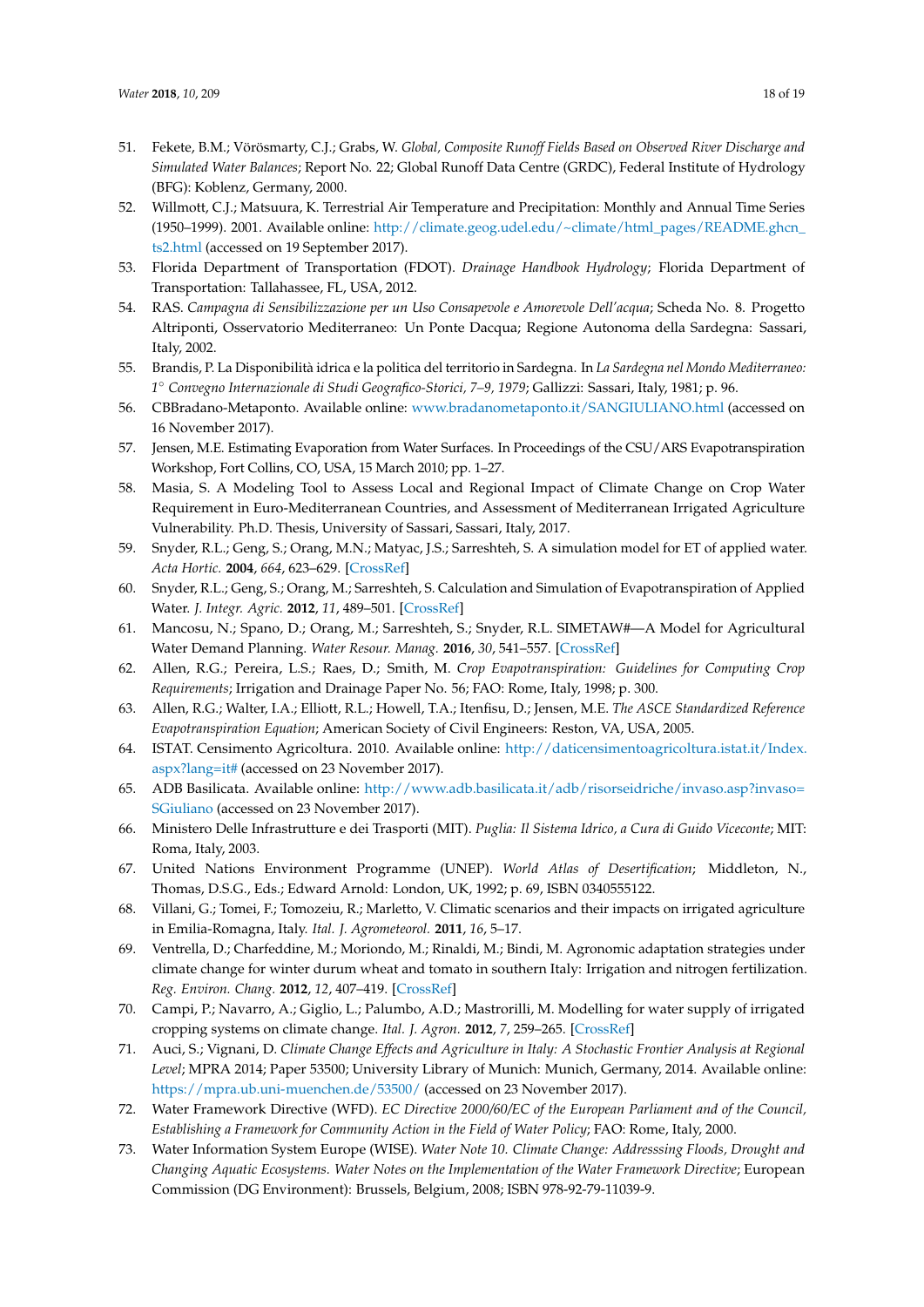51. Fekete, B.M.; Vörösmarty, C.J.; Grabs, W. *Global, Composite Runoff Fields Based on Observed River Discharge and Simulated Water Balances*; Report No. 22; Global Runoff Data Centre (GRDC), Federal Institute of Hydrology (BFG): Koblenz, Germany, 2000.
52. Willmott, C.J.; Matsuura, K. Terrestrial Air Temperature and Precipitation: Monthly and Annual Time Series (1950–1999). 2001. Available online: http://climate.geog.udel.edu/~climate/html_pages/README.ghcn_ts2.html (accessed on 19 September 2017).
53. Florida Department of Transportation (FDOT). *Drainage Handbook Hydrology*; Florida Department of Transportation: Tallahassee, FL, USA, 2012.
54. RAS. *Campagna di Sensibilizzazione per un Uso Consapevole e Amorevole Dell'acqua*; Scheda No. 8. Progetto Altriponti, Osservatorio Mediterraneo: Un Ponte Dacqua; Regione Autonoma della Sardegna: Sassari, Italy, 2002.
55. Brandis, P. La Disponibilità idrica e la politica del territorio in Sardegna. In *La Sardegna nel Mondo Mediterraneo: 1° Convegno Internazionale di Studi Geografico-Storici, 7–9, 1979*; Gallizzi: Sassari, Italy, 1981; p. 96.
56. CBBradano-Metaponto. Available online: www.bradanometaponto.it/SANGIULIANO.html (accessed on 16 November 2017).
57. Jensen, M.E. Estimating Evaporation from Water Surfaces. In Proceedings of the CSU/ARS Evapotranspiration Workshop, Fort Collins, CO, USA, 15 March 2010; pp. 1–27.
58. Masia, S. A Modeling Tool to Assess Local and Regional Impact of Climate Change on Crop Water Requirement in Euro-Mediterranean Countries, and Assessment of Mediterranean Irrigated Agriculture Vulnerability. Ph.D. Thesis, University of Sassari, Sassari, Italy, 2017.
59. Snyder, R.L.; Geng, S.; Orang, M.N.; Matyac, J.S.; Sarreshteh, S. A simulation model for ET of applied water. *Acta Hortic.* **2004**, *664*, 623–629. [CrossRef]
60. Snyder, R.L.; Geng, S.; Orang, M.; Sarreshteh, S. Calculation and Simulation of Evapotranspiration of Applied Water. *J. Integr. Agric.* **2012**, *11*, 489–501. [CrossRef]
61. Mancosu, N.; Spano, D.; Orang, M.; Sarreshteh, S.; Snyder, R.L. SIMETAW#—A Model for Agricultural Water Demand Planning. *Water Resour. Manag.* **2016**, *30*, 541–557. [CrossRef]
62. Allen, R.G.; Pereira, L.S.; Raes, D.; Smith, M. *Crop Evapotranspiration: Guidelines for Computing Crop Requirements*; Irrigation and Drainage Paper No. 56; FAO: Rome, Italy, 1998; p. 300.
63. Allen, R.G.; Walter, I.A.; Elliott, R.L.; Howell, T.A.; Itenfisu, D.; Jensen, M.E. *The ASCE Standardized Reference Evapotranspiration Equation*; American Society of Civil Engineers: Reston, VA, USA, 2005.
64. ISTAT. Censimento Agricoltura. 2010. Available online: http://daticensimentoagricoltura.istat.it/Index.aspx?lang=it# (accessed on 23 November 2017).
65. ADB Basilicata. Available online: http://www.adb.basilicata.it/adb/risorseidriche/invaso.asp?invaso=SGiuliano (accessed on 23 November 2017).
66. Ministero Delle Infrastrutture e dei Trasporti (MIT). *Puglia: Il Sistema Idrico, a Cura di Guido Viceconte*; MIT: Roma, Italy, 2003.
67. United Nations Environment Programme (UNEP). *World Atlas of Desertification*; Middleton, N., Thomas, D.S.G., Eds.; Edward Arnold: London, UK, 1992; p. 69, ISBN 0340555122.
68. Villani, G.; Tomei, F.; Tomozeiu, R.; Marletto, V. Climatic scenarios and their impacts on irrigated agriculture in Emilia-Romagna, Italy. *Ital. J. Agrometeorol.* **2011**, *16*, 5–17.
69. Ventrella, D.; Charfeddine, M.; Moriondo, M.; Rinaldi, M.; Bindi, M. Agronomic adaptation strategies under climate change for winter durum wheat and tomato in southern Italy: Irrigation and nitrogen fertilization. *Reg. Environ. Chang.* **2012**, *12*, 407–419. [CrossRef]
70. Campi, P.; Navarro, A.; Giglio, L.; Palumbo, A.D.; Mastrorilli, M. Modelling for water supply of irrigated cropping systems on climate change. *Ital. J. Agron.* **2012**, *7*, 259–265. [CrossRef]
71. Auci, S.; Vignani, D. *Climate Change Effects and Agriculture in Italy: A Stochastic Frontier Analysis at Regional Level*; MPRA 2014; Paper 53500; University Library of Munich: Munich, Germany, 2014. Available online: https://mpra.ub.uni-muenchen.de/53500/ (accessed on 23 November 2017).
72. Water Framework Directive (WFD). *EC Directive 2000/60/EC of the European Parliament and of the Council, Establishing a Framework for Community Action in the Field of Water Policy*; FAO: Rome, Italy, 2000.
73. Water Information System Europe (WISE). *Water Note 10. Climate Change: Addresssing Floods, Drought and Changing Aquatic Ecosystems. Water Notes on the Implementation of the Water Framework Directive*; European Commission (DG Environment): Brussels, Belgium, 2008; ISBN 978-92-79-11039-9.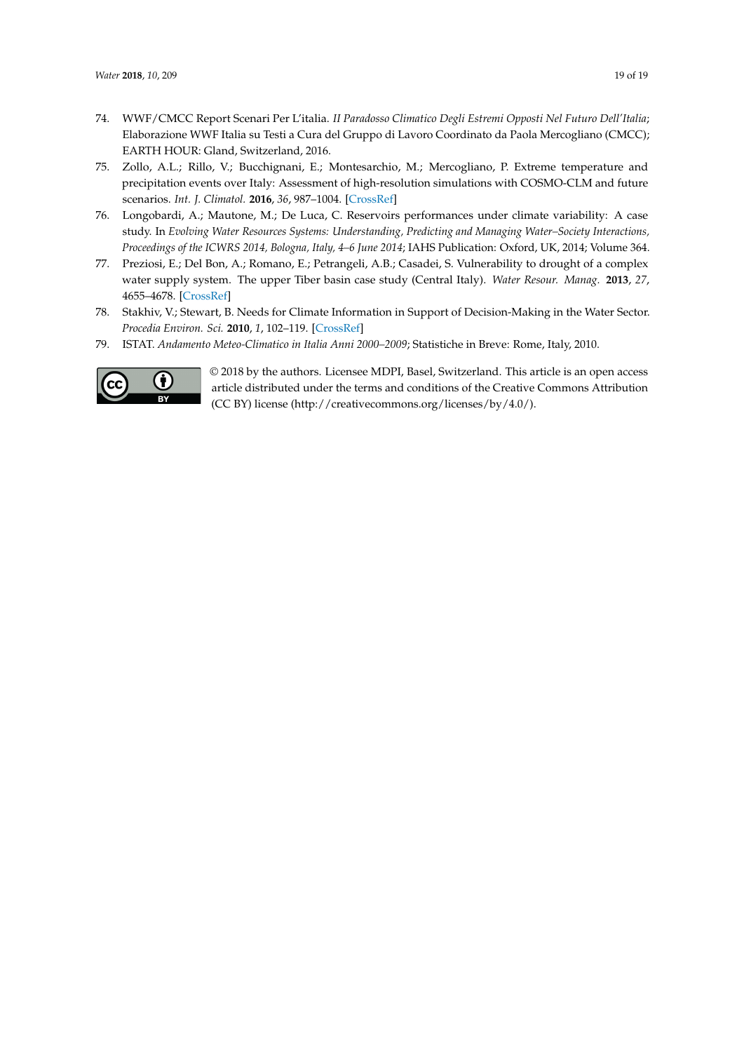74. WWF/CMCC Report Scenari Per L'italia. *Il Paradosso Climatico Degli Estremi Opposti Nel Futuro Dell'Italia*; Elaborazione WWF Italia su Testi a Cura del Gruppo di Lavoro Coordinato da Paola Mercogliano (CMCC); EARTH HOUR: Gland, Switzerland, 2016.
75. Zollo, A.L.; Rillo, V.; Bucchignani, E.; Montesarchio, M.; Mercogliano, P. Extreme temperature and precipitation events over Italy: Assessment of high-resolution simulations with COSMO-CLM and future scenarios. *Int. J. Climatol.* **2016**, *36*, 987–1004. [CrossRef]
76. Longobardi, A.; Mautone, M.; De Luca, C. Reservoirs performances under climate variability: A case study. In *Evolving Water Resources Systems: Understanding, Predicting and Managing Water–Society Interactions, Proceedings of the ICWRS 2014, Bologna, Italy, 4–6 June 2014*; IAHS Publication: Oxford, UK, 2014; Volume 364.
77. Preziosi, E.; Del Bon, A.; Romano, E.; Petrangeli, A.B.; Casadei, S. Vulnerability to drought of a complex water supply system. The upper Tiber basin case study (Central Italy). *Water Resour. Manag.* **2013**, *27*, 4655–4678. [CrossRef]
78. Stakhiv, V.; Stewart, B. Needs for Climate Information in Support of Decision-Making in the Water Sector. *Procedia Environ. Sci.* **2010**, *1*, 102–119. [CrossRef]
79. ISTAT. *Andamento Meteo-Climatico in Italia Anni 2000–2009*; Statistiche in Breve: Rome, Italy, 2010.

© 2018 by the authors. Licensee MDPI, Basel, Switzerland. This article is an open access article distributed under the terms and conditions of the Creative Commons Attribution (CC BY) license (http://creativecommons.org/licenses/by/4.0/).